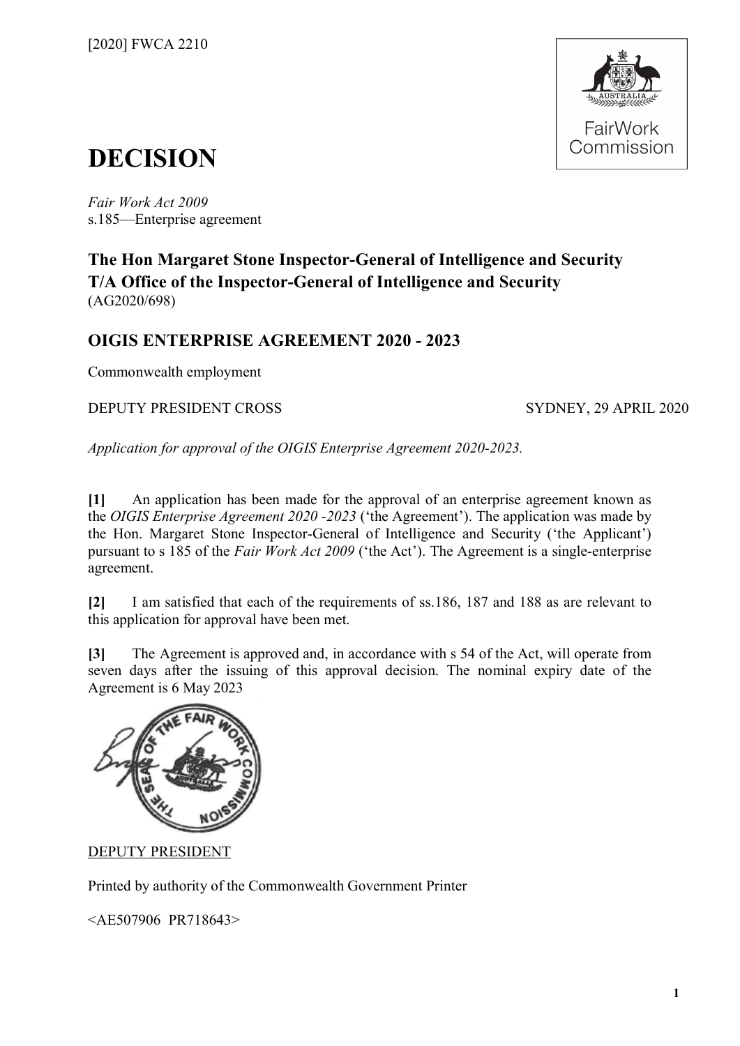[2020] FWCA 2210

# DECISION

*Fair Work Act 2009*
s.185—Enterprise agreement

## The Hon Margaret Stone Inspector-General of Intelligence and Security T/A Office of the Inspector-General of Intelligence and Security
(AG2020/698)

## OIGIS ENTERPRISE AGREEMENT 2020 - 2023

Commonwealth employment

DEPUTY PRESIDENT CROSS SYDNEY, 29 APRIL 2020

*Application for approval of the OIGIS Enterprise Agreement 2020-2023.*

**[1]** An application has been made for the approval of an enterprise agreement known as the *OIGIS Enterprise Agreement 2020 -2023* ('the Agreement'). The application was made by the Hon. Margaret Stone Inspector-General of Intelligence and Security ('the Applicant') pursuant to s 185 of the *Fair Work Act 2009* ('the Act'). The Agreement is a single-enterprise agreement.

**[2]** I am satisfied that each of the requirements of ss.186, 187 and 188 as are relevant to this application for approval have been met.

**[3]** The Agreement is approved and, in accordance with s 54 of the Act, will operate from seven days after the issuing of this approval decision. The nominal expiry date of the Agreement is 6 May 2023

DEPUTY PRESIDENT

Printed by authority of the Commonwealth Government Printer

<AE507906 PR718643>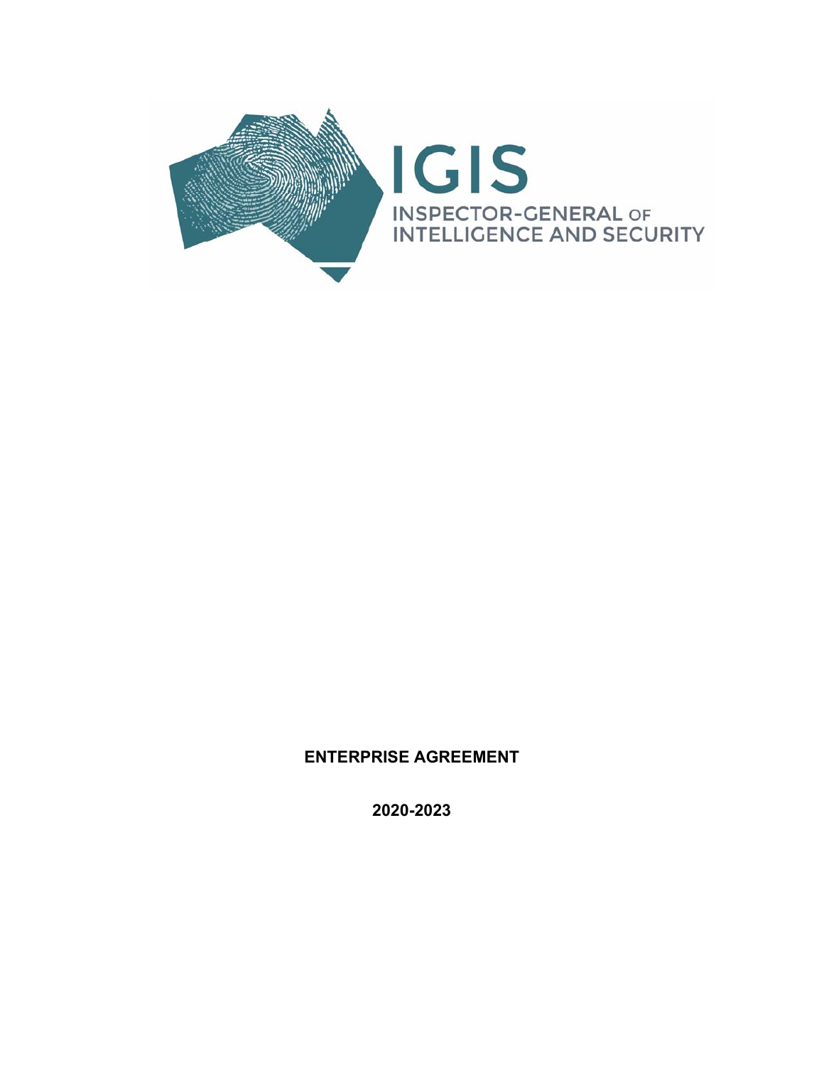IGIS

INSPECTOR-GENERAL OF INTELLIGENCE AND SECURITY

**ENTERPRISE AGREEMENT**

**2020-2023**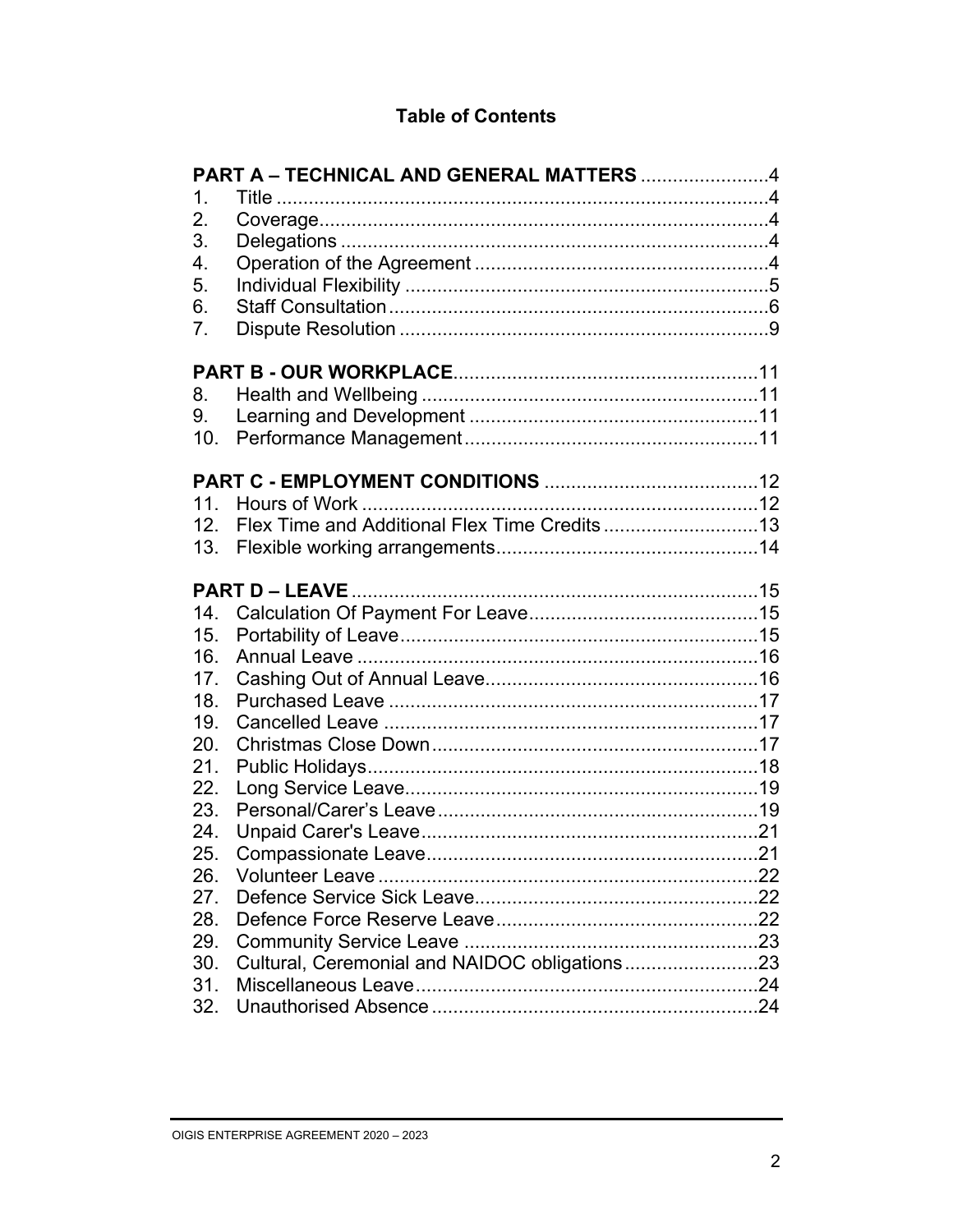# Table of Contents

**PART A – TECHNICAL AND GENERAL MATTERS** ........................ 4

1. Title ........................ 4
2. Coverage ........................ 4
3. Delegations ........................ 4
4. Operation of the Agreement ........................ 4
5. Individual Flexibility ........................ 5
6. Staff Consultation ........................ 6
7. Dispute Resolution ........................ 9

**PART B - OUR WORKPLACE** ........................ 11

8. Health and Wellbeing ........................ 11
9. Learning and Development ........................ 11
10. Performance Management ........................ 11

**PART C - EMPLOYMENT CONDITIONS** ........................ 12

11. Hours of Work ........................ 12
12. Flex Time and Additional Flex Time Credits ........................ 13
13. Flexible working arrangements ........................ 14

**PART D – LEAVE** ........................ 15

14. Calculation Of Payment For Leave ........................ 15
15. Portability of Leave ........................ 15
16. Annual Leave ........................ 16
17. Cashing Out of Annual Leave ........................ 16
18. Purchased Leave ........................ 17
19. Cancelled Leave ........................ 17
20. Christmas Close Down ........................ 17
21. Public Holidays ........................ 18
22. Long Service Leave ........................ 19
23. Personal/Carer's Leave ........................ 19
24. Unpaid Carer's Leave ........................ 21
25. Compassionate Leave ........................ 21
26. Volunteer Leave ........................ 22
27. Defence Service Sick Leave ........................ 22
28. Defence Force Reserve Leave ........................ 22
29. Community Service Leave ........................ 23
30. Cultural, Ceremonial and NAIDOC obligations ........................ 23
31. Miscellaneous Leave ........................ 24
32. Unauthorised Absence ........................ 24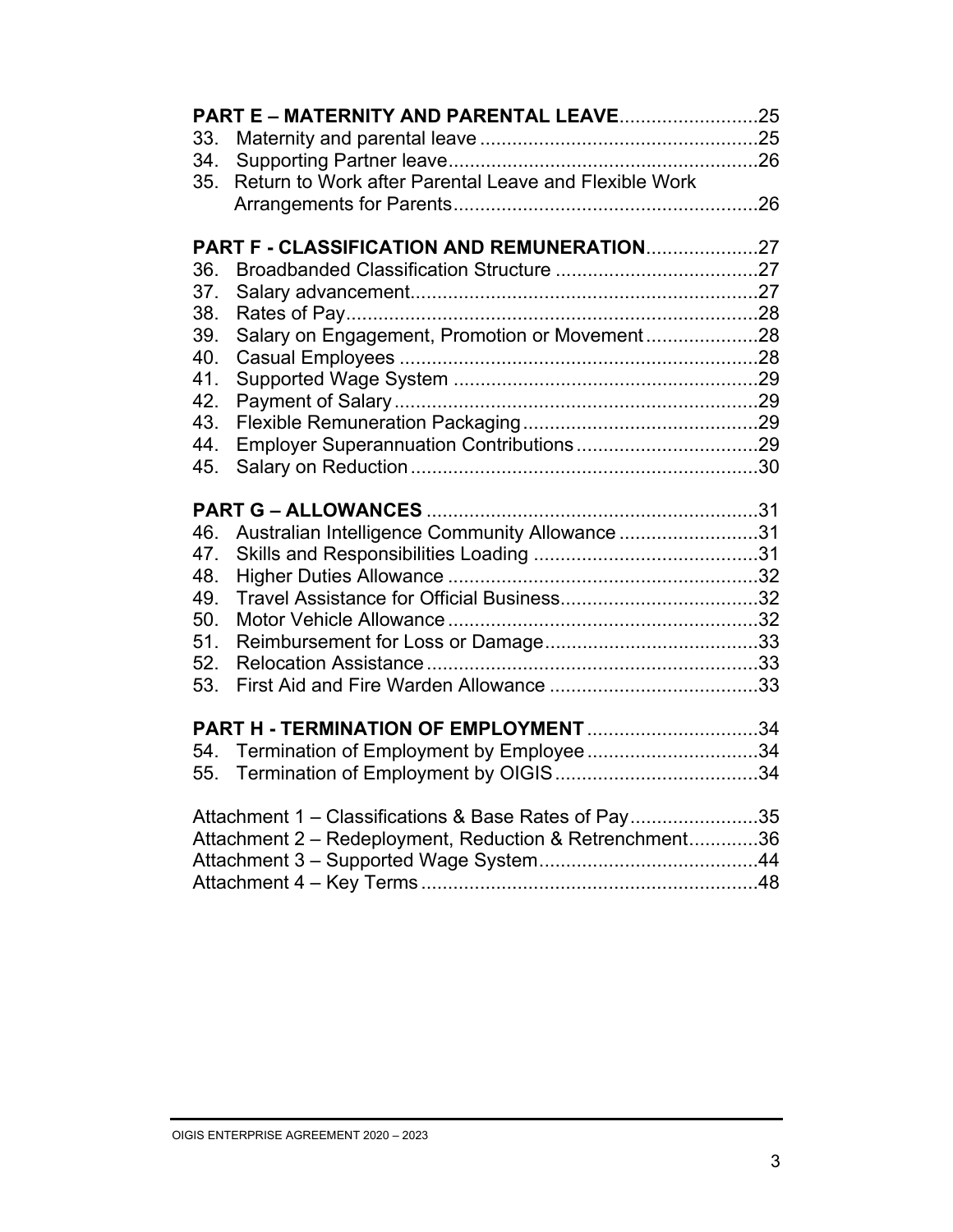**PART E – MATERNITY AND PARENTAL LEAVE** .......................... 25

33. Maternity and parental leave .......................................... 25
34. Supporting Partner leave ................................................ 26
35. Return to Work after Parental Leave and Flexible Work Arrangements for Parents .......................................... 26

**PART F - CLASSIFICATION AND REMUNERATION** ..................... 27

36. Broadbanded Classification Structure .............................. 27
37. Salary advancement ......................................................... 27
38. Rates of Pay ..................................................................... 28
39. Salary on Engagement, Promotion or Movement ................ 28
40. Casual Employees ............................................................ 28
41. Supported Wage System ................................................... 29
42. Payment of Salary ............................................................ 29
43. Flexible Remuneration Packaging ..................................... 29
44. Employer Superannuation Contributions ........................... 29
45. Salary on Reduction ......................................................... 30

**PART G – ALLOWANCES** ............................................................. 31

46. Australian Intelligence Community Allowance ................... 31
47. Skills and Responsibilities Loading ................................... 31
48. Higher Duties Allowance ................................................... 32
49. Travel Assistance for Official Business .............................. 32
50. Motor Vehicle Allowance ................................................... 32
51. Reimbursement for Loss or Damage .................................. 33
52. Relocation Assistance ....................................................... 33
53. First Aid and Fire Warden Allowance ................................. 33

**PART H - TERMINATION OF EMPLOYMENT** ................................ 34

54. Termination of Employment by Employee .......................... 34
55. Termination of Employment by OIGIS ................................ 34

Attachment 1 – Classifications & Base Rates of Pay ........................ 35
Attachment 2 – Redeployment, Reduction & Retrenchment ............. 36
Attachment 3 – Supported Wage System ......................................... 44
Attachment 4 – Key Terms ............................................................... 48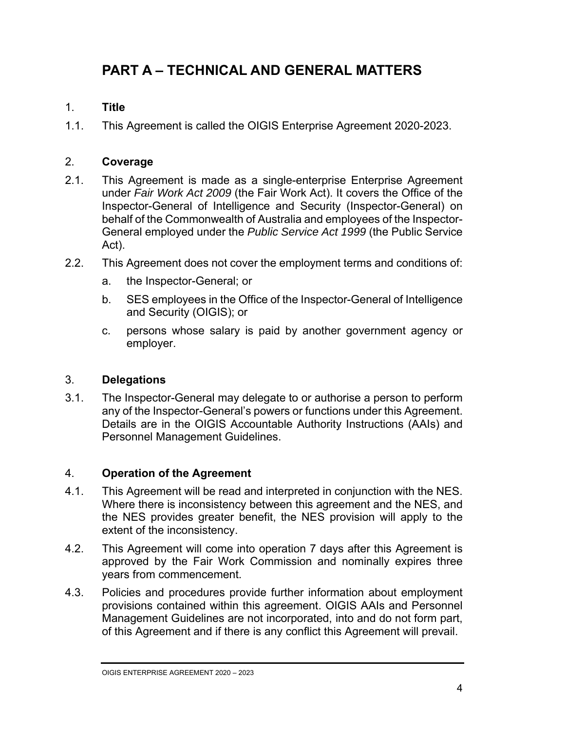# PART A – TECHNICAL AND GENERAL MATTERS

## 1. Title

1.1. This Agreement is called the OIGIS Enterprise Agreement 2020-2023.

## 2. Coverage

2.1. This Agreement is made as a single-enterprise Enterprise Agreement under *Fair Work Act 2009* (the Fair Work Act). It covers the Office of the Inspector-General of Intelligence and Security (Inspector-General) on behalf of the Commonwealth of Australia and employees of the Inspector-General employed under the *Public Service Act 1999* (the Public Service Act).

2.2. This Agreement does not cover the employment terms and conditions of:

a. the Inspector-General; or

b. SES employees in the Office of the Inspector-General of Intelligence and Security (OIGIS); or

c. persons whose salary is paid by another government agency or employer.

## 3. Delegations

3.1. The Inspector-General may delegate to or authorise a person to perform any of the Inspector-General's powers or functions under this Agreement. Details are in the OIGIS Accountable Authority Instructions (AAIs) and Personnel Management Guidelines.

## 4. Operation of the Agreement

4.1. This Agreement will be read and interpreted in conjunction with the NES. Where there is inconsistency between this agreement and the NES, and the NES provides greater benefit, the NES provision will apply to the extent of the inconsistency.

4.2. This Agreement will come into operation 7 days after this Agreement is approved by the Fair Work Commission and nominally expires three years from commencement.

4.3. Policies and procedures provide further information about employment provisions contained within this agreement. OIGIS AAIs and Personnel Management Guidelines are not incorporated, into and do not form part, of this Agreement and if there is any conflict this Agreement will prevail.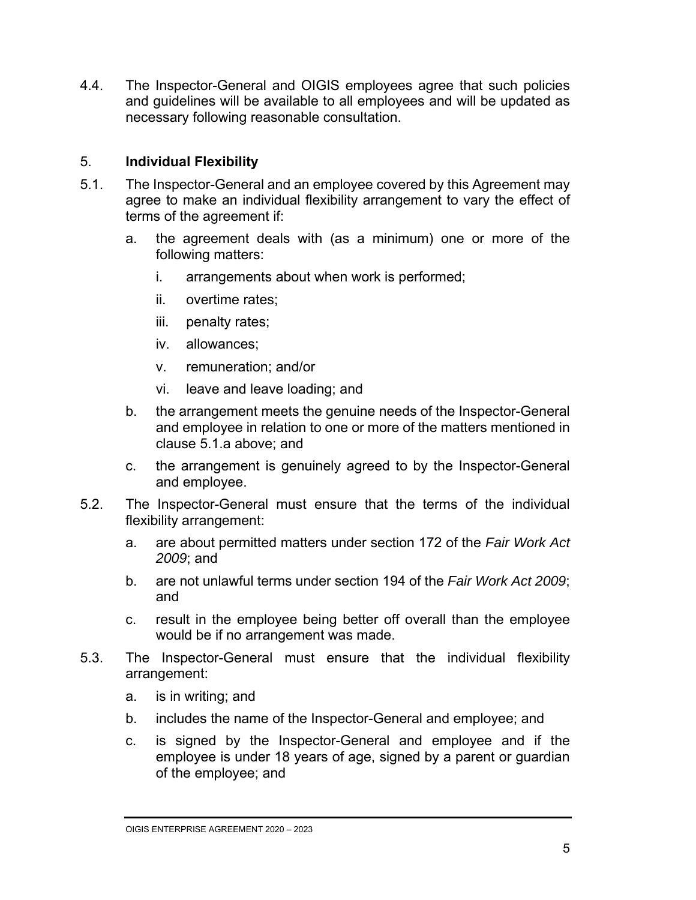4.4. The Inspector-General and OIGIS employees agree that such policies and guidelines will be available to all employees and will be updated as necessary following reasonable consultation.

## 5. **Individual Flexibility**

5.1. The Inspector-General and an employee covered by this Agreement may agree to make an individual flexibility arrangement to vary the effect of terms of the agreement if:

   a. the agreement deals with (as a minimum) one or more of the following matters:

      i. arrangements about when work is performed;

      ii. overtime rates;

      iii. penalty rates;

      iv. allowances;

      v. remuneration; and/or

      vi. leave and leave loading; and

   b. the arrangement meets the genuine needs of the Inspector-General and employee in relation to one or more of the matters mentioned in clause 5.1.a above; and

   c. the arrangement is genuinely agreed to by the Inspector-General and employee.

5.2. The Inspector-General must ensure that the terms of the individual flexibility arrangement:

   a. are about permitted matters under section 172 of the *Fair Work Act 2009*; and

   b. are not unlawful terms under section 194 of the *Fair Work Act 2009*; and

   c. result in the employee being better off overall than the employee would be if no arrangement was made.

5.3. The Inspector-General must ensure that the individual flexibility arrangement:

   a. is in writing; and

   b. includes the name of the Inspector-General and employee; and

   c. is signed by the Inspector-General and employee and if the employee is under 18 years of age, signed by a parent or guardian of the employee; and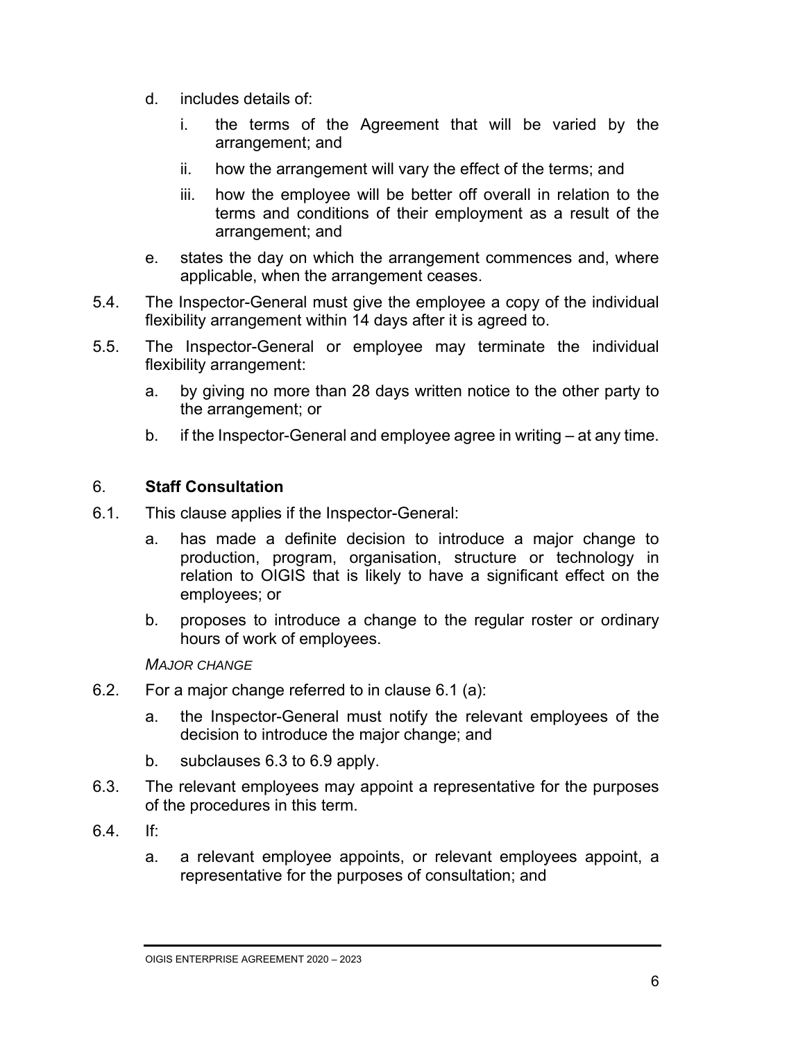d. includes details of:

   i. the terms of the Agreement that will be varied by the arrangement; and

   ii. how the arrangement will vary the effect of the terms; and

   iii. how the employee will be better off overall in relation to the terms and conditions of their employment as a result of the arrangement; and

e. states the day on which the arrangement commences and, where applicable, when the arrangement ceases.

5.4. The Inspector-General must give the employee a copy of the individual flexibility arrangement within 14 days after it is agreed to.

5.5. The Inspector-General or employee may terminate the individual flexibility arrangement:

   a. by giving no more than 28 days written notice to the other party to the arrangement; or

   b. if the Inspector-General and employee agree in writing – at any time.

## 6. **Staff Consultation**

6.1. This clause applies if the Inspector-General:

   a. has made a definite decision to introduce a major change to production, program, organisation, structure or technology in relation to OIGIS that is likely to have a significant effect on the employees; or

   b. proposes to introduce a change to the regular roster or ordinary hours of work of employees.

*MAJOR CHANGE*

6.2. For a major change referred to in clause 6.1 (a):

   a. the Inspector-General must notify the relevant employees of the decision to introduce the major change; and

   b. subclauses 6.3 to 6.9 apply.

6.3. The relevant employees may appoint a representative for the purposes of the procedures in this term.

6.4. If:

   a. a relevant employee appoints, or relevant employees appoint, a representative for the purposes of consultation; and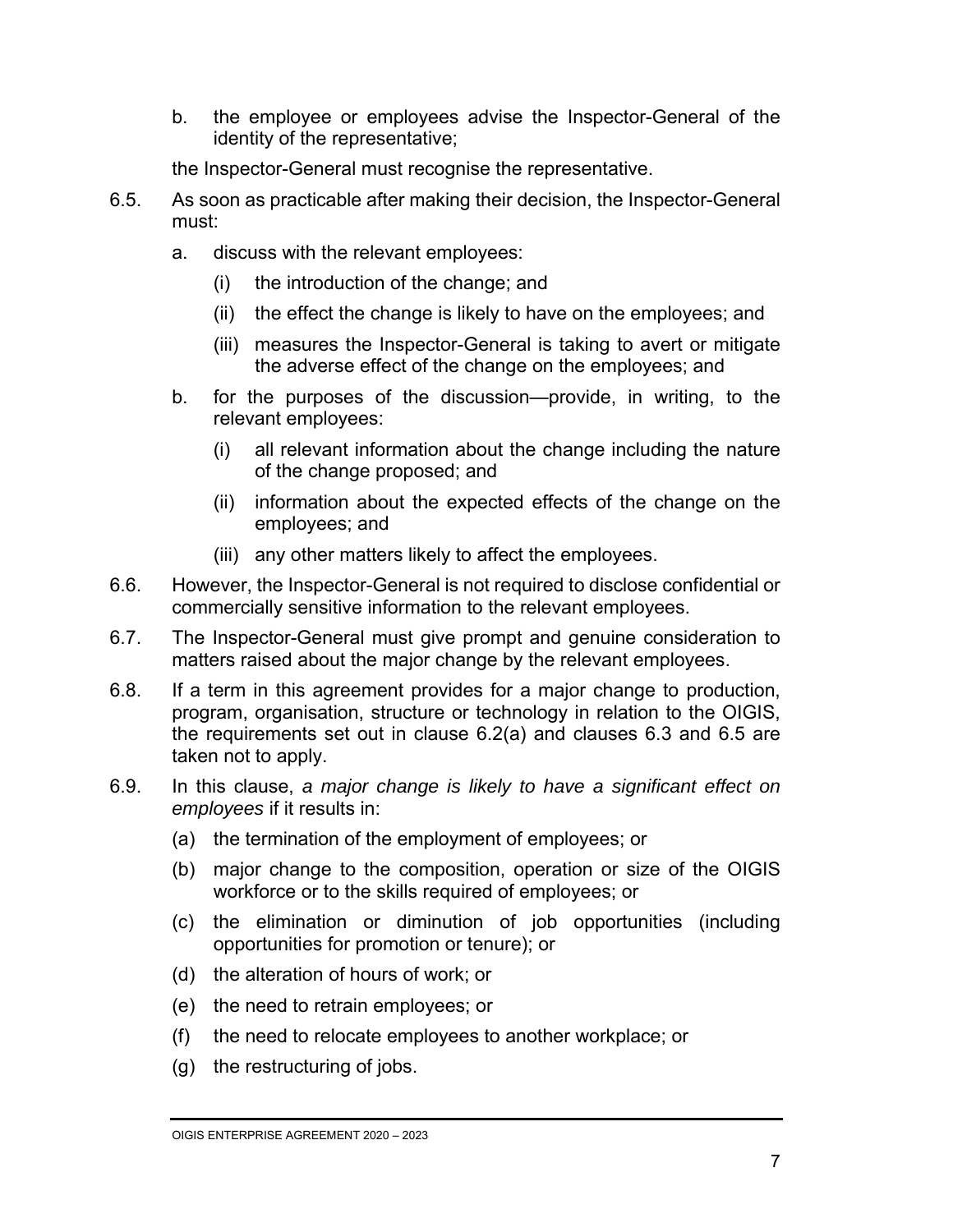b. the employee or employees advise the Inspector-General of the identity of the representative;

the Inspector-General must recognise the representative.

6.5. As soon as practicable after making their decision, the Inspector-General must:

a. discuss with the relevant employees:

(i) the introduction of the change; and

(ii) the effect the change is likely to have on the employees; and

(iii) measures the Inspector-General is taking to avert or mitigate the adverse effect of the change on the employees; and

b. for the purposes of the discussion—provide, in writing, to the relevant employees:

(i) all relevant information about the change including the nature of the change proposed; and

(ii) information about the expected effects of the change on the employees; and

(iii) any other matters likely to affect the employees.

6.6. However, the Inspector-General is not required to disclose confidential or commercially sensitive information to the relevant employees.

6.7. The Inspector-General must give prompt and genuine consideration to matters raised about the major change by the relevant employees.

6.8. If a term in this agreement provides for a major change to production, program, organisation, structure or technology in relation to the OIGIS, the requirements set out in clause 6.2(a) and clauses 6.3 and 6.5 are taken not to apply.

6.9. In this clause, *a major change is likely to have a significant effect on employees* if it results in:

(a) the termination of the employment of employees; or

(b) major change to the composition, operation or size of the OIGIS workforce or to the skills required of employees; or

(c) the elimination or diminution of job opportunities (including opportunities for promotion or tenure); or

(d) the alteration of hours of work; or

(e) the need to retrain employees; or

(f) the need to relocate employees to another workplace; or

(g) the restructuring of jobs.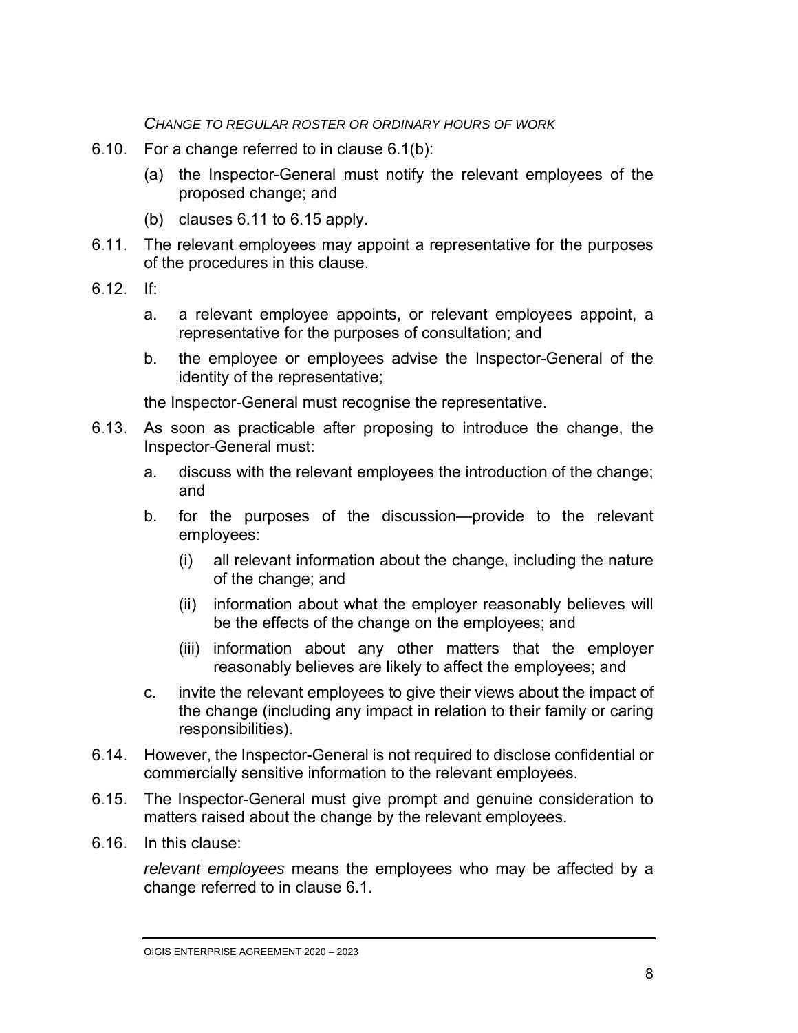*CHANGE TO REGULAR ROSTER OR ORDINARY HOURS OF WORK*

6.10. For a change referred to in clause 6.1(b):

(a) the Inspector-General must notify the relevant employees of the proposed change; and

(b) clauses 6.11 to 6.15 apply.

6.11. The relevant employees may appoint a representative for the purposes of the procedures in this clause.

6.12. If:

a. a relevant employee appoints, or relevant employees appoint, a representative for the purposes of consultation; and

b. the employee or employees advise the Inspector-General of the identity of the representative;

the Inspector-General must recognise the representative.

6.13. As soon as practicable after proposing to introduce the change, the Inspector-General must:

a. discuss with the relevant employees the introduction of the change; and

b. for the purposes of the discussion—provide to the relevant employees:

(i) all relevant information about the change, including the nature of the change; and

(ii) information about what the employer reasonably believes will be the effects of the change on the employees; and

(iii) information about any other matters that the employer reasonably believes are likely to affect the employees; and

c. invite the relevant employees to give their views about the impact of the change (including any impact in relation to their family or caring responsibilities).

6.14. However, the Inspector-General is not required to disclose confidential or commercially sensitive information to the relevant employees.

6.15. The Inspector-General must give prompt and genuine consideration to matters raised about the change by the relevant employees.

6.16. In this clause:

*relevant employees* means the employees who may be affected by a change referred to in clause 6.1.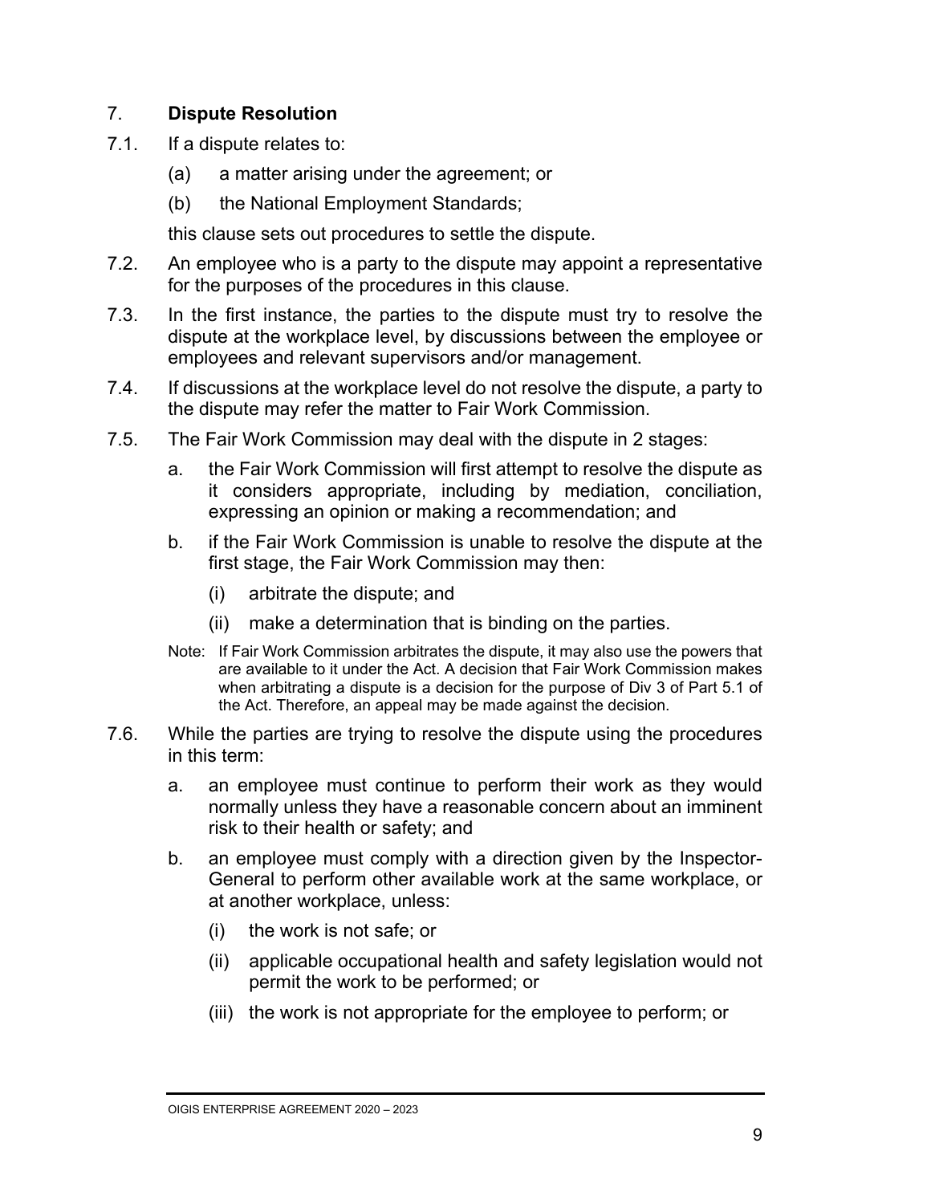## 7. **Dispute Resolution**

7.1. If a dispute relates to:

(a) a matter arising under the agreement; or

(b) the National Employment Standards;

this clause sets out procedures to settle the dispute.

7.2. An employee who is a party to the dispute may appoint a representative for the purposes of the procedures in this clause.

7.3. In the first instance, the parties to the dispute must try to resolve the dispute at the workplace level, by discussions between the employee or employees and relevant supervisors and/or management.

7.4. If discussions at the workplace level do not resolve the dispute, a party to the dispute may refer the matter to Fair Work Commission.

7.5. The Fair Work Commission may deal with the dispute in 2 stages:

a. the Fair Work Commission will first attempt to resolve the dispute as it considers appropriate, including by mediation, conciliation, expressing an opinion or making a recommendation; and

b. if the Fair Work Commission is unable to resolve the dispute at the first stage, the Fair Work Commission may then:

(i) arbitrate the dispute; and

(ii) make a determination that is binding on the parties.

Note: If Fair Work Commission arbitrates the dispute, it may also use the powers that are available to it under the Act. A decision that Fair Work Commission makes when arbitrating a dispute is a decision for the purpose of Div 3 of Part 5.1 of the Act. Therefore, an appeal may be made against the decision.

7.6. While the parties are trying to resolve the dispute using the procedures in this term:

a. an employee must continue to perform their work as they would normally unless they have a reasonable concern about an imminent risk to their health or safety; and

b. an employee must comply with a direction given by the Inspector-General to perform other available work at the same workplace, or at another workplace, unless:

(i) the work is not safe; or

(ii) applicable occupational health and safety legislation would not permit the work to be performed; or

(iii) the work is not appropriate for the employee to perform; or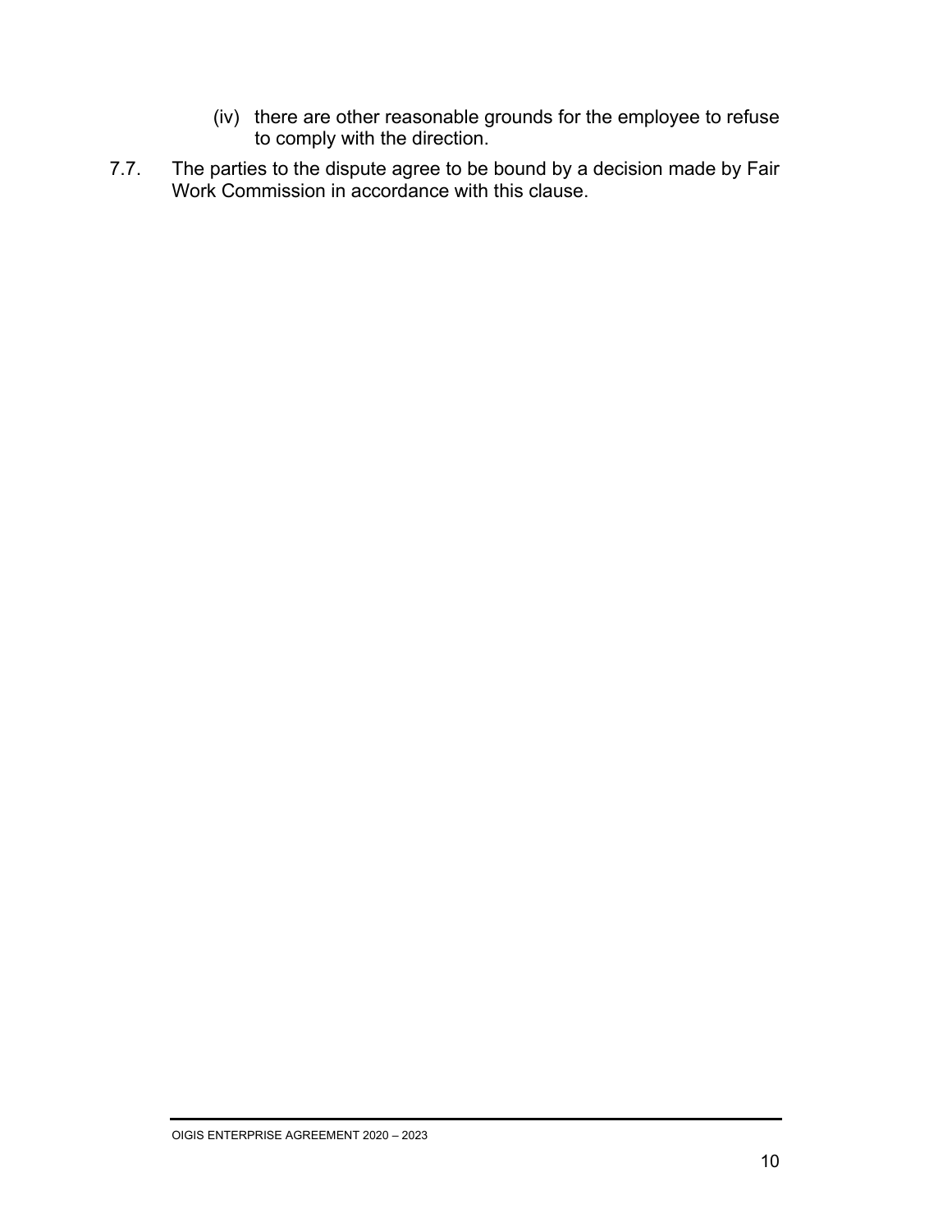(iv) there are other reasonable grounds for the employee to refuse to comply with the direction.

7.7. The parties to the dispute agree to be bound by a decision made by Fair Work Commission in accordance with this clause.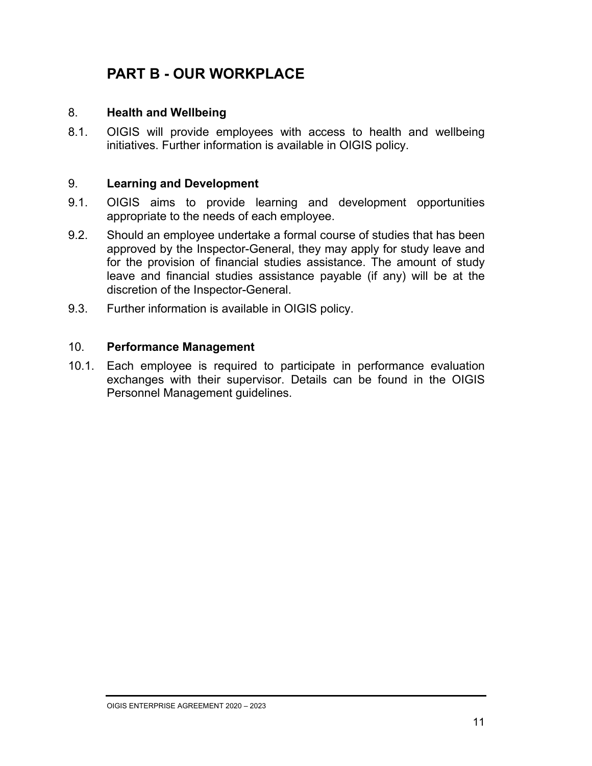# PART B - OUR WORKPLACE

## 8. Health and Wellbeing

8.1. OIGIS will provide employees with access to health and wellbeing initiatives. Further information is available in OIGIS policy.

## 9. Learning and Development

9.1. OIGIS aims to provide learning and development opportunities appropriate to the needs of each employee.

9.2. Should an employee undertake a formal course of studies that has been approved by the Inspector-General, they may apply for study leave and for the provision of financial studies assistance. The amount of study leave and financial studies assistance payable (if any) will be at the discretion of the Inspector-General.

9.3. Further information is available in OIGIS policy.

## 10. Performance Management

10.1. Each employee is required to participate in performance evaluation exchanges with their supervisor. Details can be found in the OIGIS Personnel Management guidelines.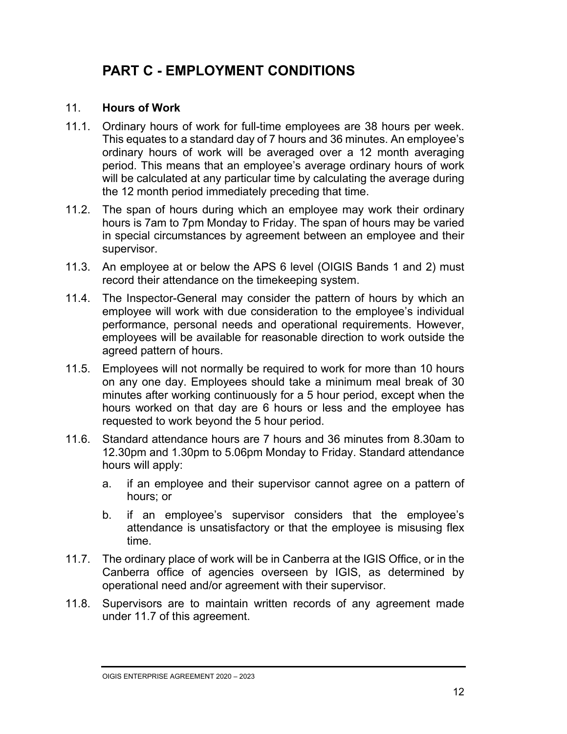# PART C - EMPLOYMENT CONDITIONS

## 11. Hours of Work

11.1. Ordinary hours of work for full-time employees are 38 hours per week. This equates to a standard day of 7 hours and 36 minutes. An employee's ordinary hours of work will be averaged over a 12 month averaging period. This means that an employee's average ordinary hours of work will be calculated at any particular time by calculating the average during the 12 month period immediately preceding that time.

11.2. The span of hours during which an employee may work their ordinary hours is 7am to 7pm Monday to Friday. The span of hours may be varied in special circumstances by agreement between an employee and their supervisor.

11.3. An employee at or below the APS 6 level (OIGIS Bands 1 and 2) must record their attendance on the timekeeping system.

11.4. The Inspector-General may consider the pattern of hours by which an employee will work with due consideration to the employee's individual performance, personal needs and operational requirements. However, employees will be available for reasonable direction to work outside the agreed pattern of hours.

11.5. Employees will not normally be required to work for more than 10 hours on any one day. Employees should take a minimum meal break of 30 minutes after working continuously for a 5 hour period, except when the hours worked on that day are 6 hours or less and the employee has requested to work beyond the 5 hour period.

11.6. Standard attendance hours are 7 hours and 36 minutes from 8.30am to 12.30pm and 1.30pm to 5.06pm Monday to Friday. Standard attendance hours will apply:

a. if an employee and their supervisor cannot agree on a pattern of hours; or

b. if an employee's supervisor considers that the employee's attendance is unsatisfactory or that the employee is misusing flex time.

11.7. The ordinary place of work will be in Canberra at the IGIS Office, or in the Canberra office of agencies overseen by IGIS, as determined by operational need and/or agreement with their supervisor.

11.8. Supervisors are to maintain written records of any agreement made under 11.7 of this agreement.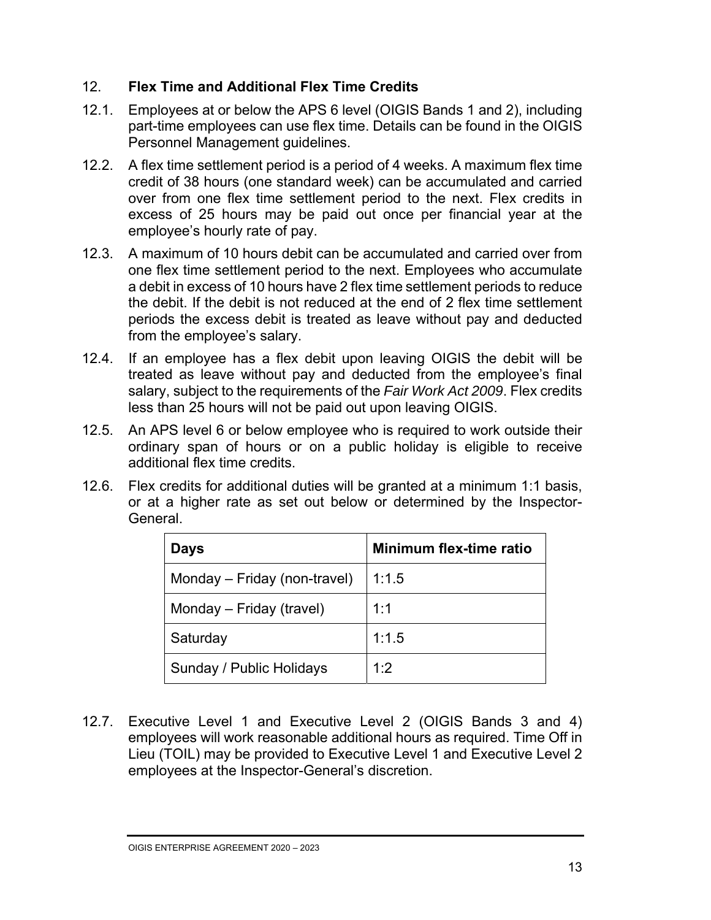## 12. **Flex Time and Additional Flex Time Credits**

12.1. Employees at or below the APS 6 level (OIGIS Bands 1 and 2), including part-time employees can use flex time. Details can be found in the OIGIS Personnel Management guidelines.

12.2. A flex time settlement period is a period of 4 weeks. A maximum flex time credit of 38 hours (one standard week) can be accumulated and carried over from one flex time settlement period to the next. Flex credits in excess of 25 hours may be paid out once per financial year at the employee's hourly rate of pay.

12.3. A maximum of 10 hours debit can be accumulated and carried over from one flex time settlement period to the next. Employees who accumulate a debit in excess of 10 hours have 2 flex time settlement periods to reduce the debit. If the debit is not reduced at the end of 2 flex time settlement periods the excess debit is treated as leave without pay and deducted from the employee's salary.

12.4. If an employee has a flex debit upon leaving OIGIS the debit will be treated as leave without pay and deducted from the employee's final salary, subject to the requirements of the *Fair Work Act 2009*. Flex credits less than 25 hours will not be paid out upon leaving OIGIS.

12.5. An APS level 6 or below employee who is required to work outside their ordinary span of hours or on a public holiday is eligible to receive additional flex time credits.

12.6. Flex credits for additional duties will be granted at a minimum 1:1 basis, or at a higher rate as set out below or determined by the Inspector-General.

| **Days** | **Minimum flex-time ratio** |
|---|---|
| Monday – Friday (non-travel) | 1:1.5 |
| Monday – Friday (travel) | 1:1 |
| Saturday | 1:1.5 |
| Sunday / Public Holidays | 1:2 |

12.7. Executive Level 1 and Executive Level 2 (OIGIS Bands 3 and 4) employees will work reasonable additional hours as required. Time Off in Lieu (TOIL) may be provided to Executive Level 1 and Executive Level 2 employees at the Inspector-General's discretion.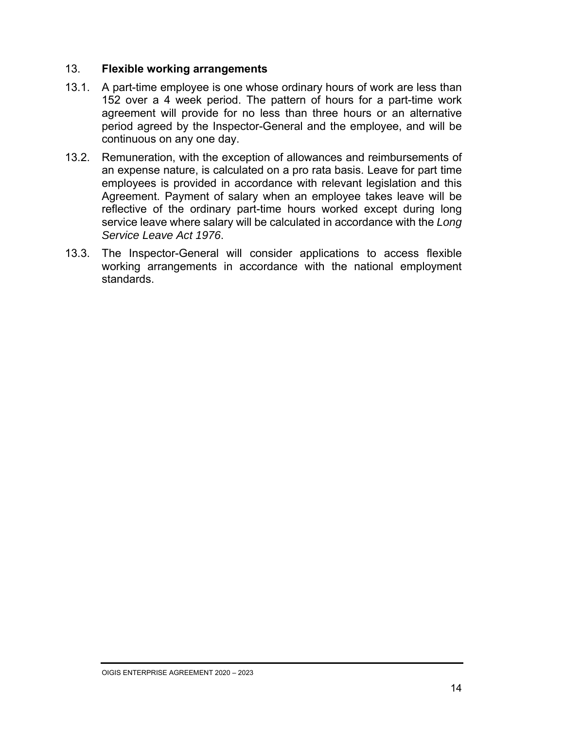## 13. Flexible working arrangements

13.1. A part-time employee is one whose ordinary hours of work are less than 152 over a 4 week period. The pattern of hours for a part-time work agreement will provide for no less than three hours or an alternative period agreed by the Inspector-General and the employee, and will be continuous on any one day.

13.2. Remuneration, with the exception of allowances and reimbursements of an expense nature, is calculated on a pro rata basis. Leave for part time employees is provided in accordance with relevant legislation and this Agreement. Payment of salary when an employee takes leave will be reflective of the ordinary part-time hours worked except during long service leave where salary will be calculated in accordance with the *Long Service Leave Act 1976*.

13.3. The Inspector-General will consider applications to access flexible working arrangements in accordance with the national employment standards.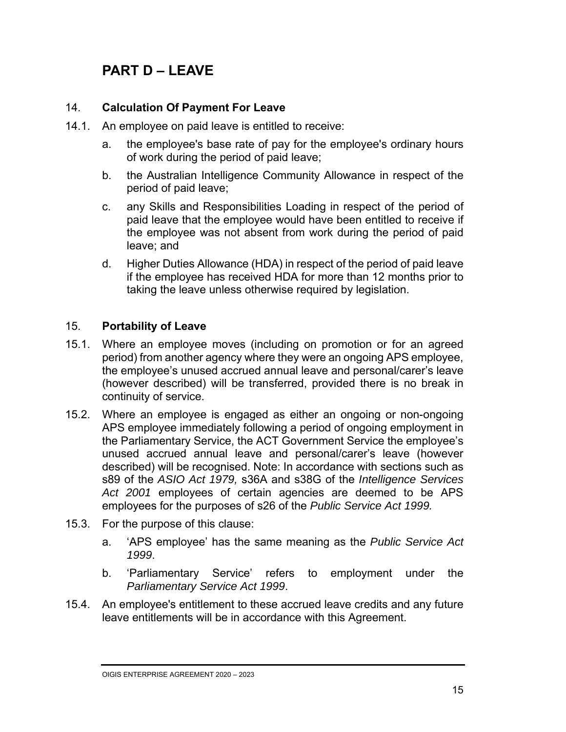# PART D – LEAVE

## 14. Calculation Of Payment For Leave

14.1. An employee on paid leave is entitled to receive:

a. the employee's base rate of pay for the employee's ordinary hours of work during the period of paid leave;

b. the Australian Intelligence Community Allowance in respect of the period of paid leave;

c. any Skills and Responsibilities Loading in respect of the period of paid leave that the employee would have been entitled to receive if the employee was not absent from work during the period of paid leave; and

d. Higher Duties Allowance (HDA) in respect of the period of paid leave if the employee has received HDA for more than 12 months prior to taking the leave unless otherwise required by legislation.

## 15. Portability of Leave

15.1. Where an employee moves (including on promotion or for an agreed period) from another agency where they were an ongoing APS employee, the employee’s unused accrued annual leave and personal/carer’s leave (however described) will be transferred, provided there is no break in continuity of service.

15.2. Where an employee is engaged as either an ongoing or non-ongoing APS employee immediately following a period of ongoing employment in the Parliamentary Service, the ACT Government Service the employee’s unused accrued annual leave and personal/carer’s leave (however described) will be recognised. Note: In accordance with sections such as s89 of the *ASIO Act 1979,* s36A and s38G of the *Intelligence Services Act 2001* employees of certain agencies are deemed to be APS employees for the purposes of s26 of the *Public Service Act 1999.*

15.3. For the purpose of this clause:

a. ‘APS employee’ has the same meaning as the *Public Service Act 1999*.

b. ‘Parliamentary Service’ refers to employment under the *Parliamentary Service Act 1999*.

15.4. An employee's entitlement to these accrued leave credits and any future leave entitlements will be in accordance with this Agreement.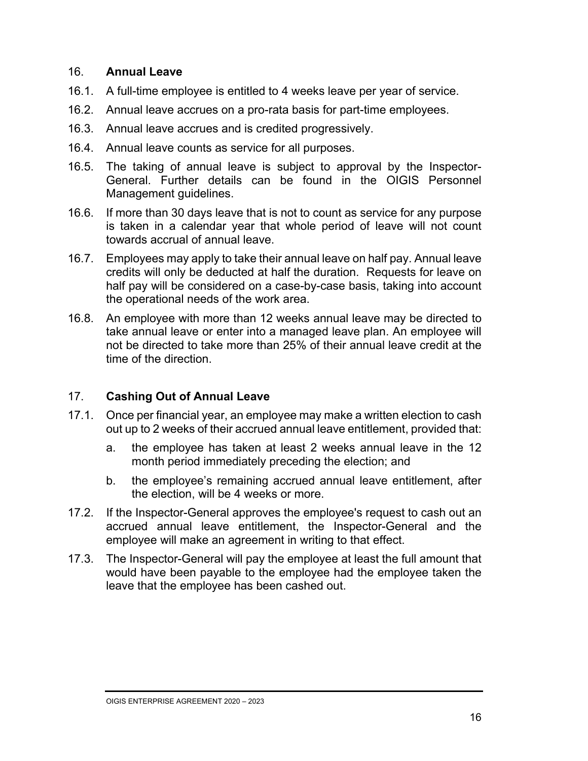## 16. **Annual Leave**

16.1. A full-time employee is entitled to 4 weeks leave per year of service.

16.2. Annual leave accrues on a pro-rata basis for part-time employees.

16.3. Annual leave accrues and is credited progressively.

16.4. Annual leave counts as service for all purposes.

16.5. The taking of annual leave is subject to approval by the Inspector-General. Further details can be found in the OIGIS Personnel Management guidelines.

16.6. If more than 30 days leave that is not to count as service for any purpose is taken in a calendar year that whole period of leave will not count towards accrual of annual leave.

16.7. Employees may apply to take their annual leave on half pay. Annual leave credits will only be deducted at half the duration. Requests for leave on half pay will be considered on a case-by-case basis, taking into account the operational needs of the work area.

16.8. An employee with more than 12 weeks annual leave may be directed to take annual leave or enter into a managed leave plan. An employee will not be directed to take more than 25% of their annual leave credit at the time of the direction.

## 17. **Cashing Out of Annual Leave**

17.1. Once per financial year, an employee may make a written election to cash out up to 2 weeks of their accrued annual leave entitlement, provided that:

   a. the employee has taken at least 2 weeks annual leave in the 12 month period immediately preceding the election; and

   b. the employee's remaining accrued annual leave entitlement, after the election, will be 4 weeks or more.

17.2. If the Inspector-General approves the employee's request to cash out an accrued annual leave entitlement, the Inspector-General and the employee will make an agreement in writing to that effect.

17.3. The Inspector-General will pay the employee at least the full amount that would have been payable to the employee had the employee taken the leave that the employee has been cashed out.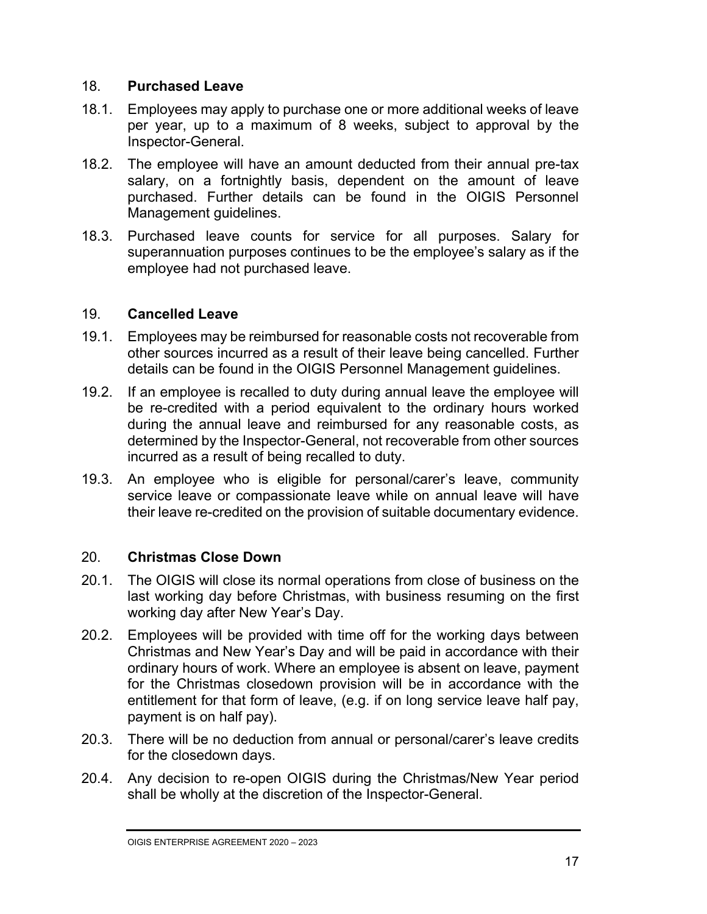## 18. Purchased Leave

18.1. Employees may apply to purchase one or more additional weeks of leave per year, up to a maximum of 8 weeks, subject to approval by the Inspector-General.

18.2. The employee will have an amount deducted from their annual pre-tax salary, on a fortnightly basis, dependent on the amount of leave purchased. Further details can be found in the OIGIS Personnel Management guidelines.

18.3. Purchased leave counts for service for all purposes. Salary for superannuation purposes continues to be the employee's salary as if the employee had not purchased leave.

## 19. Cancelled Leave

19.1. Employees may be reimbursed for reasonable costs not recoverable from other sources incurred as a result of their leave being cancelled. Further details can be found in the OIGIS Personnel Management guidelines.

19.2. If an employee is recalled to duty during annual leave the employee will be re-credited with a period equivalent to the ordinary hours worked during the annual leave and reimbursed for any reasonable costs, as determined by the Inspector-General, not recoverable from other sources incurred as a result of being recalled to duty.

19.3. An employee who is eligible for personal/carer's leave, community service leave or compassionate leave while on annual leave will have their leave re-credited on the provision of suitable documentary evidence.

## 20. Christmas Close Down

20.1. The OIGIS will close its normal operations from close of business on the last working day before Christmas, with business resuming on the first working day after New Year's Day.

20.2. Employees will be provided with time off for the working days between Christmas and New Year's Day and will be paid in accordance with their ordinary hours of work. Where an employee is absent on leave, payment for the Christmas closedown provision will be in accordance with the entitlement for that form of leave, (e.g. if on long service leave half pay, payment is on half pay).

20.3. There will be no deduction from annual or personal/carer's leave credits for the closedown days.

20.4. Any decision to re-open OIGIS during the Christmas/New Year period shall be wholly at the discretion of the Inspector-General.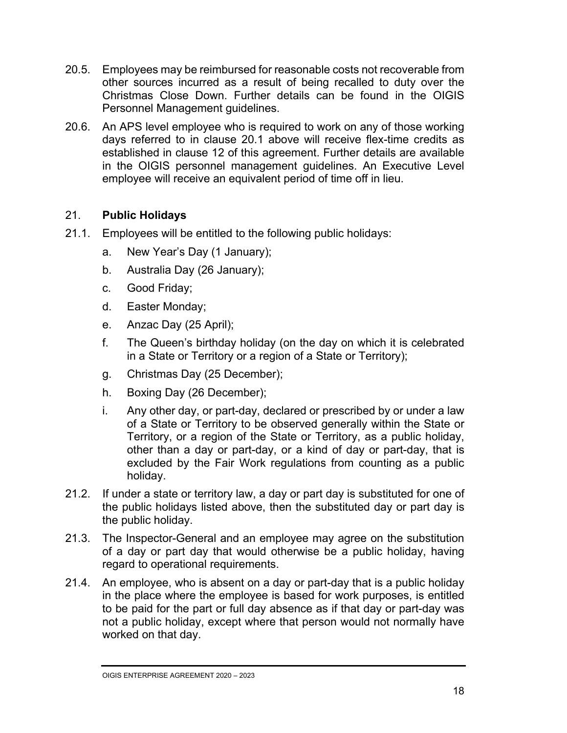20.5. Employees may be reimbursed for reasonable costs not recoverable from other sources incurred as a result of being recalled to duty over the Christmas Close Down. Further details can be found in the OIGIS Personnel Management guidelines.

20.6. An APS level employee who is required to work on any of those working days referred to in clause 20.1 above will receive flex-time credits as established in clause 12 of this agreement. Further details are available in the OIGIS personnel management guidelines. An Executive Level employee will receive an equivalent period of time off in lieu.

## 21. **Public Holidays**

21.1. Employees will be entitled to the following public holidays:

a. New Year's Day (1 January);

b. Australia Day (26 January);

c. Good Friday;

d. Easter Monday;

e. Anzac Day (25 April);

f. The Queen's birthday holiday (on the day on which it is celebrated in a State or Territory or a region of a State or Territory);

g. Christmas Day (25 December);

h. Boxing Day (26 December);

i. Any other day, or part-day, declared or prescribed by or under a law of a State or Territory to be observed generally within the State or Territory, or a region of the State or Territory, as a public holiday, other than a day or part-day, or a kind of day or part-day, that is excluded by the Fair Work regulations from counting as a public holiday.

21.2. If under a state or territory law, a day or part day is substituted for one of the public holidays listed above, then the substituted day or part day is the public holiday.

21.3. The Inspector-General and an employee may agree on the substitution of a day or part day that would otherwise be a public holiday, having regard to operational requirements.

21.4. An employee, who is absent on a day or part-day that is a public holiday in the place where the employee is based for work purposes, is entitled to be paid for the part or full day absence as if that day or part-day was not a public holiday, except where that person would not normally have worked on that day.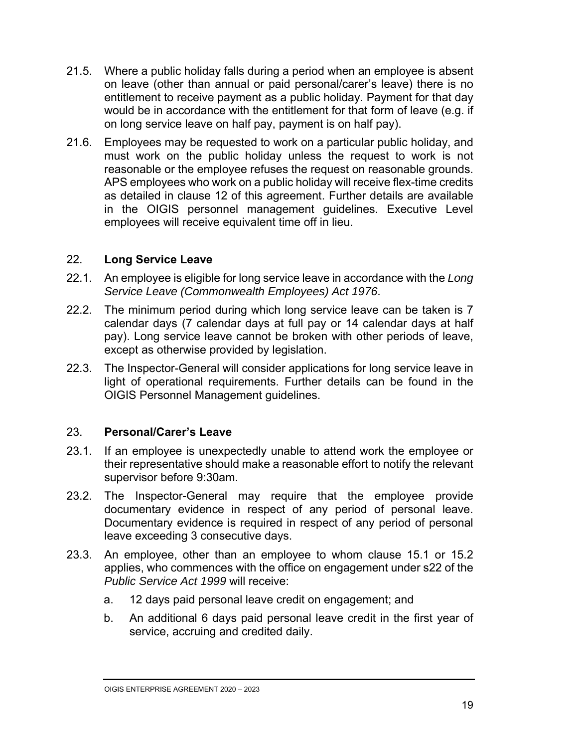21.5. Where a public holiday falls during a period when an employee is absent on leave (other than annual or paid personal/carer's leave) there is no entitlement to receive payment as a public holiday. Payment for that day would be in accordance with the entitlement for that form of leave (e.g. if on long service leave on half pay, payment is on half pay).

21.6. Employees may be requested to work on a particular public holiday, and must work on the public holiday unless the request to work is not reasonable or the employee refuses the request on reasonable grounds. APS employees who work on a public holiday will receive flex-time credits as detailed in clause 12 of this agreement. Further details are available in the OIGIS personnel management guidelines. Executive Level employees will receive equivalent time off in lieu.

## 22. Long Service Leave

22.1. An employee is eligible for long service leave in accordance with the *Long Service Leave (Commonwealth Employees) Act 1976*.

22.2. The minimum period during which long service leave can be taken is 7 calendar days (7 calendar days at full pay or 14 calendar days at half pay). Long service leave cannot be broken with other periods of leave, except as otherwise provided by legislation.

22.3. The Inspector-General will consider applications for long service leave in light of operational requirements. Further details can be found in the OIGIS Personnel Management guidelines.

## 23. Personal/Carer's Leave

23.1. If an employee is unexpectedly unable to attend work the employee or their representative should make a reasonable effort to notify the relevant supervisor before 9:30am.

23.2. The Inspector-General may require that the employee provide documentary evidence in respect of any period of personal leave. Documentary evidence is required in respect of any period of personal leave exceeding 3 consecutive days.

23.3. An employee, other than an employee to whom clause 15.1 or 15.2 applies, who commences with the office on engagement under s22 of the *Public Service Act 1999* will receive:

a. 12 days paid personal leave credit on engagement; and

b. An additional 6 days paid personal leave credit in the first year of service, accruing and credited daily.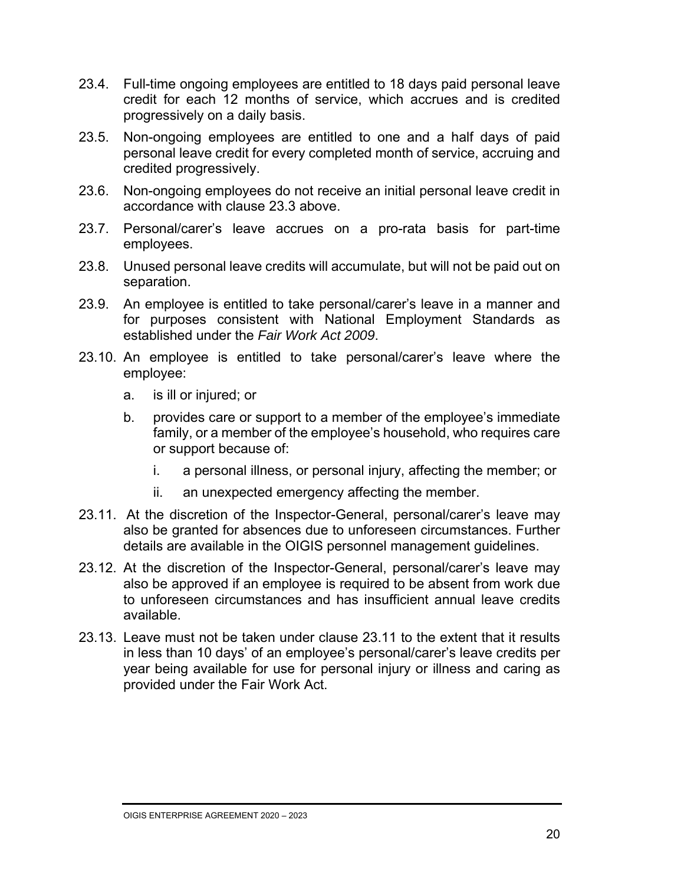23.4. Full-time ongoing employees are entitled to 18 days paid personal leave credit for each 12 months of service, which accrues and is credited progressively on a daily basis.

23.5. Non-ongoing employees are entitled to one and a half days of paid personal leave credit for every completed month of service, accruing and credited progressively.

23.6. Non-ongoing employees do not receive an initial personal leave credit in accordance with clause 23.3 above.

23.7. Personal/carer's leave accrues on a pro-rata basis for part-time employees.

23.8. Unused personal leave credits will accumulate, but will not be paid out on separation.

23.9. An employee is entitled to take personal/carer's leave in a manner and for purposes consistent with National Employment Standards as established under the *Fair Work Act 2009*.

23.10. An employee is entitled to take personal/carer's leave where the employee:

   a. is ill or injured; or

   b. provides care or support to a member of the employee's immediate family, or a member of the employee's household, who requires care or support because of:

      i. a personal illness, or personal injury, affecting the member; or

      ii. an unexpected emergency affecting the member.

23.11. At the discretion of the Inspector-General, personal/carer's leave may also be granted for absences due to unforeseen circumstances. Further details are available in the OIGIS personnel management guidelines.

23.12. At the discretion of the Inspector-General, personal/carer's leave may also be approved if an employee is required to be absent from work due to unforeseen circumstances and has insufficient annual leave credits available.

23.13. Leave must not be taken under clause 23.11 to the extent that it results in less than 10 days' of an employee's personal/carer's leave credits per year being available for use for personal injury or illness and caring as provided under the Fair Work Act.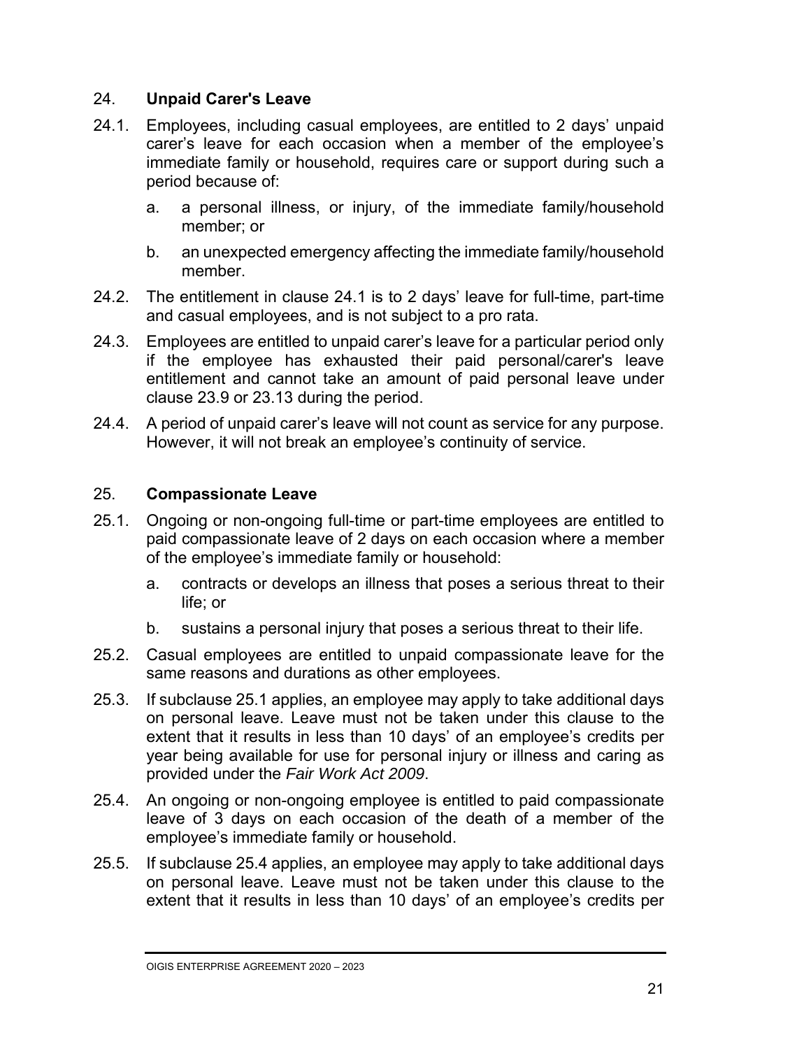## 24. **Unpaid Carer's Leave**

24.1. Employees, including casual employees, are entitled to 2 days' unpaid carer's leave for each occasion when a member of the employee's immediate family or household, requires care or support during such a period because of:

a. a personal illness, or injury, of the immediate family/household member; or

b. an unexpected emergency affecting the immediate family/household member.

24.2. The entitlement in clause 24.1 is to 2 days' leave for full-time, part-time and casual employees, and is not subject to a pro rata.

24.3. Employees are entitled to unpaid carer's leave for a particular period only if the employee has exhausted their paid personal/carer's leave entitlement and cannot take an amount of paid personal leave under clause 23.9 or 23.13 during the period.

24.4. A period of unpaid carer's leave will not count as service for any purpose. However, it will not break an employee's continuity of service.

## 25. **Compassionate Leave**

25.1. Ongoing or non-ongoing full-time or part-time employees are entitled to paid compassionate leave of 2 days on each occasion where a member of the employee's immediate family or household:

a. contracts or develops an illness that poses a serious threat to their life; or

b. sustains a personal injury that poses a serious threat to their life.

25.2. Casual employees are entitled to unpaid compassionate leave for the same reasons and durations as other employees.

25.3. If subclause 25.1 applies, an employee may apply to take additional days on personal leave. Leave must not be taken under this clause to the extent that it results in less than 10 days' of an employee's credits per year being available for use for personal injury or illness and caring as provided under the *Fair Work Act 2009*.

25.4. An ongoing or non-ongoing employee is entitled to paid compassionate leave of 3 days on each occasion of the death of a member of the employee's immediate family or household.

25.5. If subclause 25.4 applies, an employee may apply to take additional days on personal leave. Leave must not be taken under this clause to the extent that it results in less than 10 days' of an employee's credits per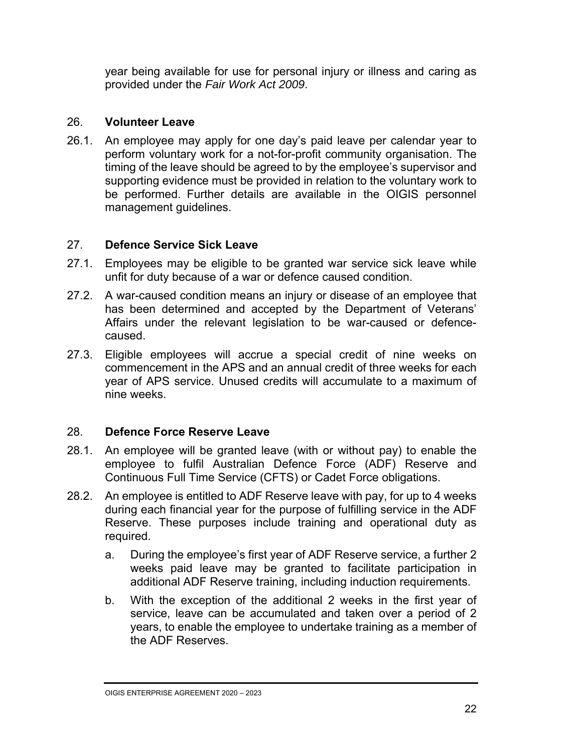year being available for use for personal injury or illness and caring as provided under the *Fair Work Act 2009*.

## 26. Volunteer Leave

26.1. An employee may apply for one day's paid leave per calendar year to perform voluntary work for a not-for-profit community organisation. The timing of the leave should be agreed to by the employee's supervisor and supporting evidence must be provided in relation to the voluntary work to be performed. Further details are available in the OIGIS personnel management guidelines.

## 27. Defence Service Sick Leave

27.1. Employees may be eligible to be granted war service sick leave while unfit for duty because of a war or defence caused condition.

27.2. A war-caused condition means an injury or disease of an employee that has been determined and accepted by the Department of Veterans' Affairs under the relevant legislation to be war-caused or defence-caused.

27.3. Eligible employees will accrue a special credit of nine weeks on commencement in the APS and an annual credit of three weeks for each year of APS service. Unused credits will accumulate to a maximum of nine weeks.

## 28. Defence Force Reserve Leave

28.1. An employee will be granted leave (with or without pay) to enable the employee to fulfil Australian Defence Force (ADF) Reserve and Continuous Full Time Service (CFTS) or Cadet Force obligations.

28.2. An employee is entitled to ADF Reserve leave with pay, for up to 4 weeks during each financial year for the purpose of fulfilling service in the ADF Reserve. These purposes include training and operational duty as required.

a. During the employee's first year of ADF Reserve service, a further 2 weeks paid leave may be granted to facilitate participation in additional ADF Reserve training, including induction requirements.

b. With the exception of the additional 2 weeks in the first year of service, leave can be accumulated and taken over a period of 2 years, to enable the employee to undertake training as a member of the ADF Reserves.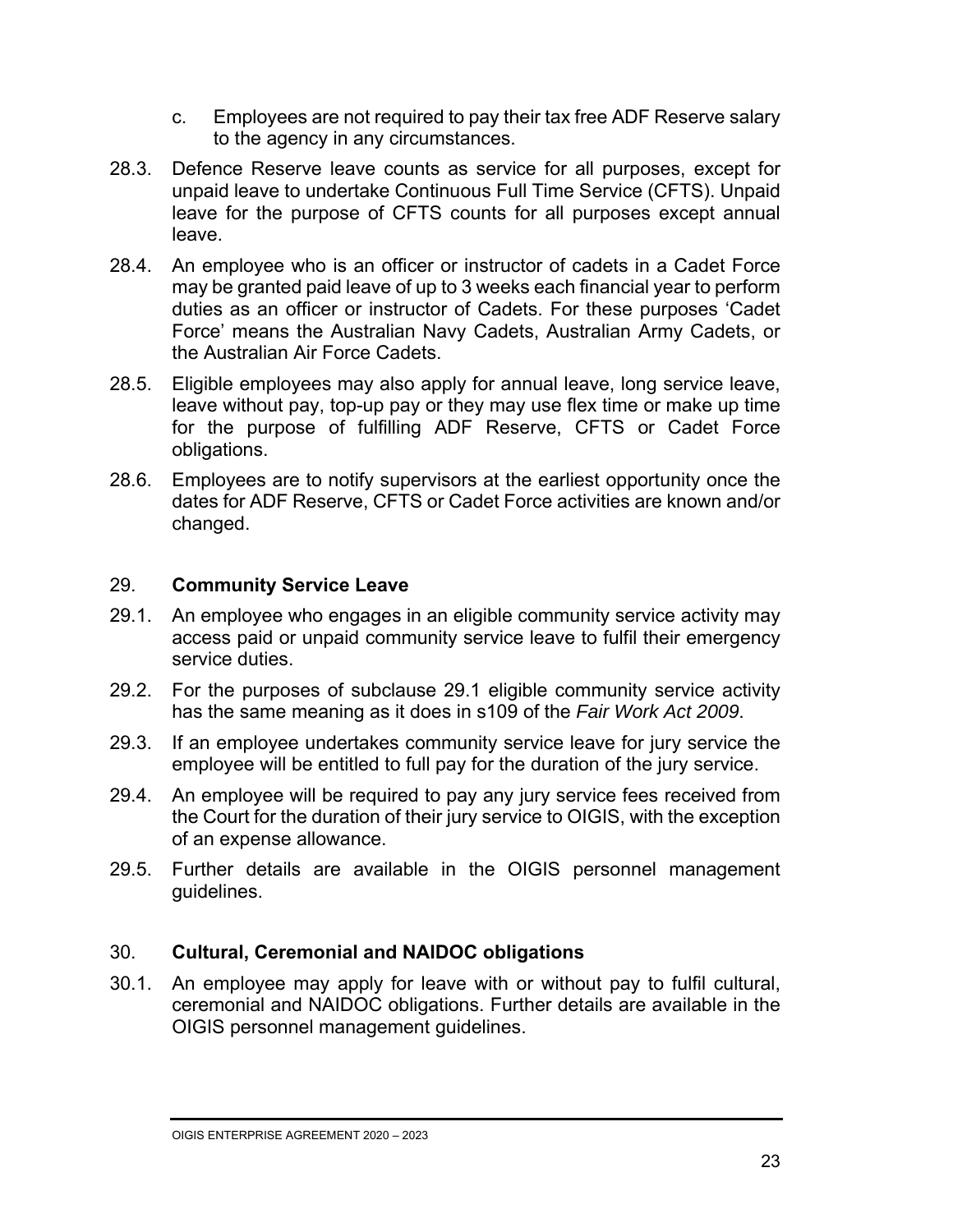c. Employees are not required to pay their tax free ADF Reserve salary to the agency in any circumstances.

28.3. Defence Reserve leave counts as service for all purposes, except for unpaid leave to undertake Continuous Full Time Service (CFTS). Unpaid leave for the purpose of CFTS counts for all purposes except annual leave.

28.4. An employee who is an officer or instructor of cadets in a Cadet Force may be granted paid leave of up to 3 weeks each financial year to perform duties as an officer or instructor of Cadets. For these purposes 'Cadet Force' means the Australian Navy Cadets, Australian Army Cadets, or the Australian Air Force Cadets.

28.5. Eligible employees may also apply for annual leave, long service leave, leave without pay, top-up pay or they may use flex time or make up time for the purpose of fulfilling ADF Reserve, CFTS or Cadet Force obligations.

28.6. Employees are to notify supervisors at the earliest opportunity once the dates for ADF Reserve, CFTS or Cadet Force activities are known and/or changed.

## 29. Community Service Leave

29.1. An employee who engages in an eligible community service activity may access paid or unpaid community service leave to fulfil their emergency service duties.

29.2. For the purposes of subclause 29.1 eligible community service activity has the same meaning as it does in s109 of the *Fair Work Act 2009*.

29.3. If an employee undertakes community service leave for jury service the employee will be entitled to full pay for the duration of the jury service.

29.4. An employee will be required to pay any jury service fees received from the Court for the duration of their jury service to OIGIS, with the exception of an expense allowance.

29.5. Further details are available in the OIGIS personnel management guidelines.

## 30. Cultural, Ceremonial and NAIDOC obligations

30.1. An employee may apply for leave with or without pay to fulfil cultural, ceremonial and NAIDOC obligations. Further details are available in the OIGIS personnel management guidelines.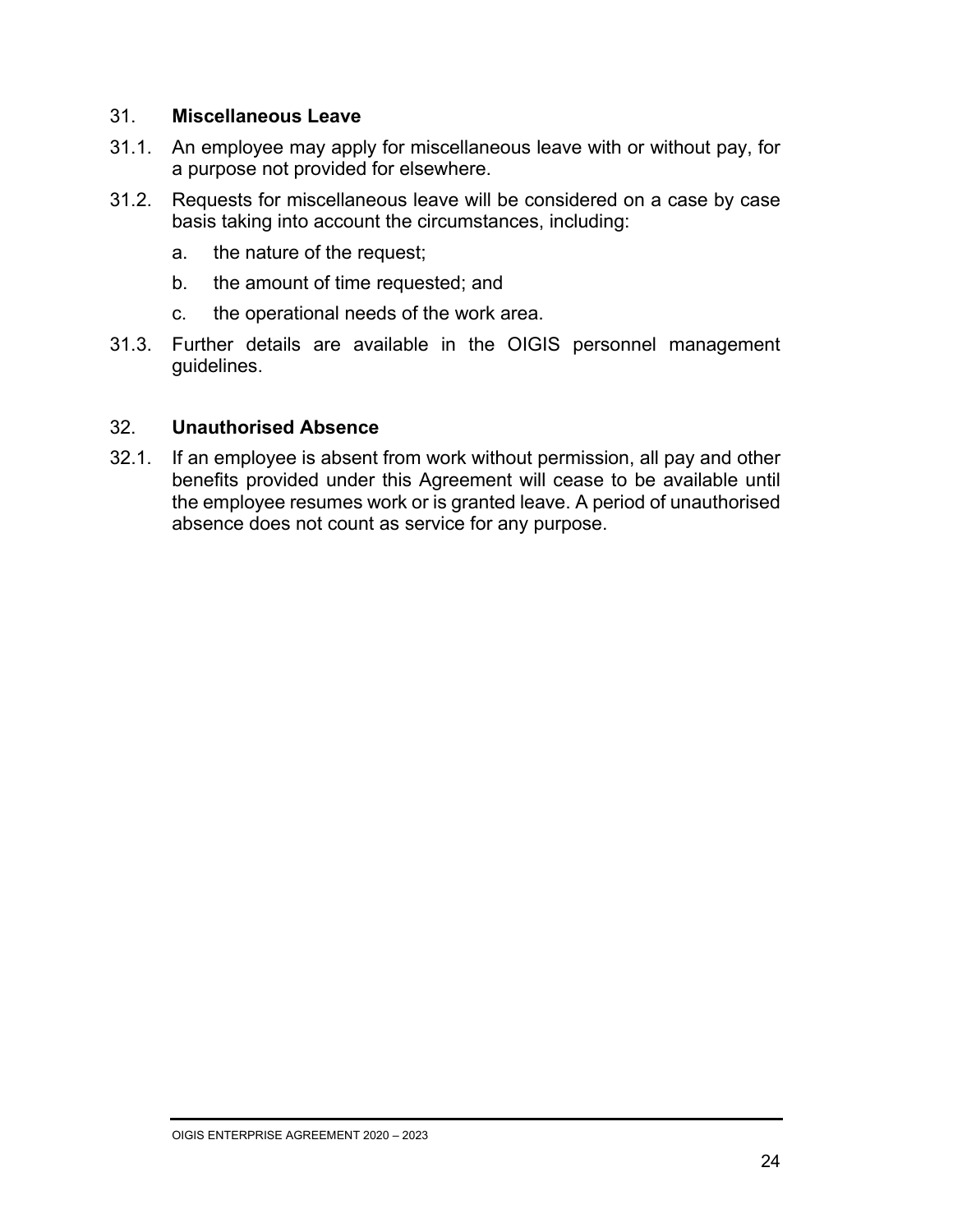## 31. Miscellaneous Leave

31.1. An employee may apply for miscellaneous leave with or without pay, for a purpose not provided for elsewhere.

31.2. Requests for miscellaneous leave will be considered on a case by case basis taking into account the circumstances, including:

a. the nature of the request;

b. the amount of time requested; and

c. the operational needs of the work area.

31.3. Further details are available in the OIGIS personnel management guidelines.

## 32. Unauthorised Absence

32.1. If an employee is absent from work without permission, all pay and other benefits provided under this Agreement will cease to be available until the employee resumes work or is granted leave. A period of unauthorised absence does not count as service for any purpose.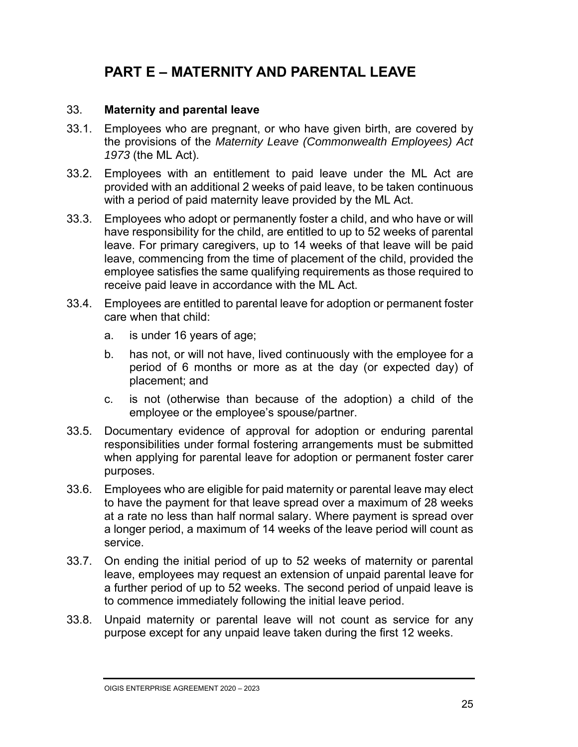# PART E – MATERNITY AND PARENTAL LEAVE

## 33. Maternity and parental leave

33.1. Employees who are pregnant, or who have given birth, are covered by the provisions of the *Maternity Leave (Commonwealth Employees) Act 1973* (the ML Act).

33.2. Employees with an entitlement to paid leave under the ML Act are provided with an additional 2 weeks of paid leave, to be taken continuous with a period of paid maternity leave provided by the ML Act.

33.3. Employees who adopt or permanently foster a child, and who have or will have responsibility for the child, are entitled to up to 52 weeks of parental leave. For primary caregivers, up to 14 weeks of that leave will be paid leave, commencing from the time of placement of the child, provided the employee satisfies the same qualifying requirements as those required to receive paid leave in accordance with the ML Act.

33.4. Employees are entitled to parental leave for adoption or permanent foster care when that child:

a. is under 16 years of age;

b. has not, or will not have, lived continuously with the employee for a period of 6 months or more as at the day (or expected day) of placement; and

c. is not (otherwise than because of the adoption) a child of the employee or the employee's spouse/partner.

33.5. Documentary evidence of approval for adoption or enduring parental responsibilities under formal fostering arrangements must be submitted when applying for parental leave for adoption or permanent foster carer purposes.

33.6. Employees who are eligible for paid maternity or parental leave may elect to have the payment for that leave spread over a maximum of 28 weeks at a rate no less than half normal salary. Where payment is spread over a longer period, a maximum of 14 weeks of the leave period will count as service.

33.7. On ending the initial period of up to 52 weeks of maternity or parental leave, employees may request an extension of unpaid parental leave for a further period of up to 52 weeks. The second period of unpaid leave is to commence immediately following the initial leave period.

33.8. Unpaid maternity or parental leave will not count as service for any purpose except for any unpaid leave taken during the first 12 weeks.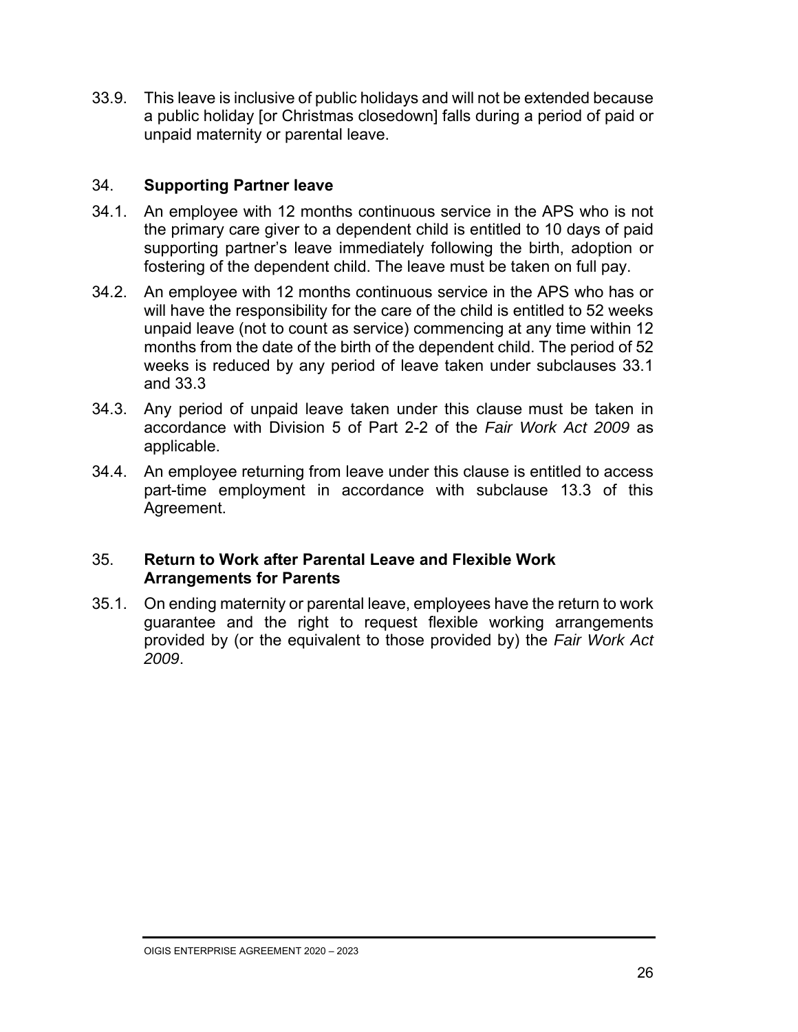33.9. This leave is inclusive of public holidays and will not be extended because a public holiday [or Christmas closedown] falls during a period of paid or unpaid maternity or parental leave.

## 34. Supporting Partner leave

34.1. An employee with 12 months continuous service in the APS who is not the primary care giver to a dependent child is entitled to 10 days of paid supporting partner's leave immediately following the birth, adoption or fostering of the dependent child. The leave must be taken on full pay.

34.2. An employee with 12 months continuous service in the APS who has or will have the responsibility for the care of the child is entitled to 52 weeks unpaid leave (not to count as service) commencing at any time within 12 months from the date of the birth of the dependent child. The period of 52 weeks is reduced by any period of leave taken under subclauses 33.1 and 33.3

34.3. Any period of unpaid leave taken under this clause must be taken in accordance with Division 5 of Part 2-2 of the *Fair Work Act 2009* as applicable.

34.4. An employee returning from leave under this clause is entitled to access part-time employment in accordance with subclause 13.3 of this Agreement.

## 35. Return to Work after Parental Leave and Flexible Work Arrangements for Parents

35.1. On ending maternity or parental leave, employees have the return to work guarantee and the right to request flexible working arrangements provided by (or the equivalent to those provided by) the *Fair Work Act 2009*.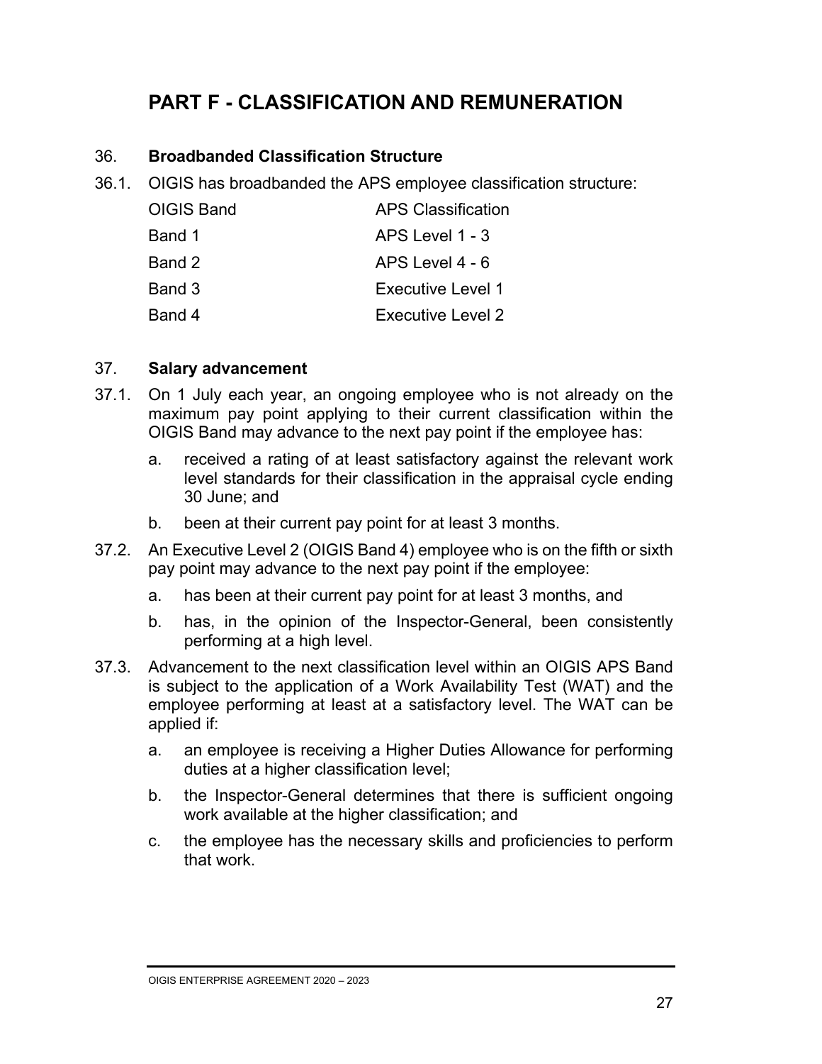# PART F - CLASSIFICATION AND REMUNERATION

## 36. Broadbanded Classification Structure

36.1. OIGIS has broadbanded the APS employee classification structure:

| OIGIS Band | APS Classification |
|---|---|
| Band 1 | APS Level 1 - 3 |
| Band 2 | APS Level 4 - 6 |
| Band 3 | Executive Level 1 |
| Band 4 | Executive Level 2 |

## 37. Salary advancement

37.1. On 1 July each year, an ongoing employee who is not already on the maximum pay point applying to their current classification within the OIGIS Band may advance to the next pay point if the employee has:

a. received a rating of at least satisfactory against the relevant work level standards for their classification in the appraisal cycle ending 30 June; and

b. been at their current pay point for at least 3 months.

37.2. An Executive Level 2 (OIGIS Band 4) employee who is on the fifth or sixth pay point may advance to the next pay point if the employee:

a. has been at their current pay point for at least 3 months, and

b. has, in the opinion of the Inspector-General, been consistently performing at a high level.

37.3. Advancement to the next classification level within an OIGIS APS Band is subject to the application of a Work Availability Test (WAT) and the employee performing at least at a satisfactory level. The WAT can be applied if:

a. an employee is receiving a Higher Duties Allowance for performing duties at a higher classification level;

b. the Inspector-General determines that there is sufficient ongoing work available at the higher classification; and

c. the employee has the necessary skills and proficiencies to perform that work.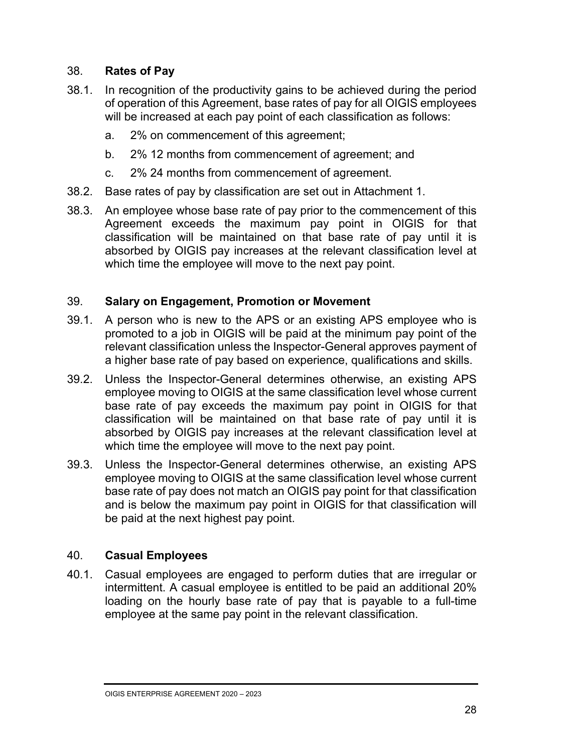## 38. **Rates of Pay**

38.1. In recognition of the productivity gains to be achieved during the period of operation of this Agreement, base rates of pay for all OIGIS employees will be increased at each pay point of each classification as follows:

   a. 2% on commencement of this agreement;

   b. 2% 12 months from commencement of agreement; and

   c. 2% 24 months from commencement of agreement.

38.2. Base rates of pay by classification are set out in Attachment 1.

38.3. An employee whose base rate of pay prior to the commencement of this Agreement exceeds the maximum pay point in OIGIS for that classification will be maintained on that base rate of pay until it is absorbed by OIGIS pay increases at the relevant classification level at which time the employee will move to the next pay point.

## 39. **Salary on Engagement, Promotion or Movement**

39.1. A person who is new to the APS or an existing APS employee who is promoted to a job in OIGIS will be paid at the minimum pay point of the relevant classification unless the Inspector-General approves payment of a higher base rate of pay based on experience, qualifications and skills.

39.2. Unless the Inspector-General determines otherwise, an existing APS employee moving to OIGIS at the same classification level whose current base rate of pay exceeds the maximum pay point in OIGIS for that classification will be maintained on that base rate of pay until it is absorbed by OIGIS pay increases at the relevant classification level at which time the employee will move to the next pay point.

39.3. Unless the Inspector-General determines otherwise, an existing APS employee moving to OIGIS at the same classification level whose current base rate of pay does not match an OIGIS pay point for that classification and is below the maximum pay point in OIGIS for that classification will be paid at the next highest pay point.

## 40. **Casual Employees**

40.1. Casual employees are engaged to perform duties that are irregular or intermittent. A casual employee is entitled to be paid an additional 20% loading on the hourly base rate of pay that is payable to a full-time employee at the same pay point in the relevant classification.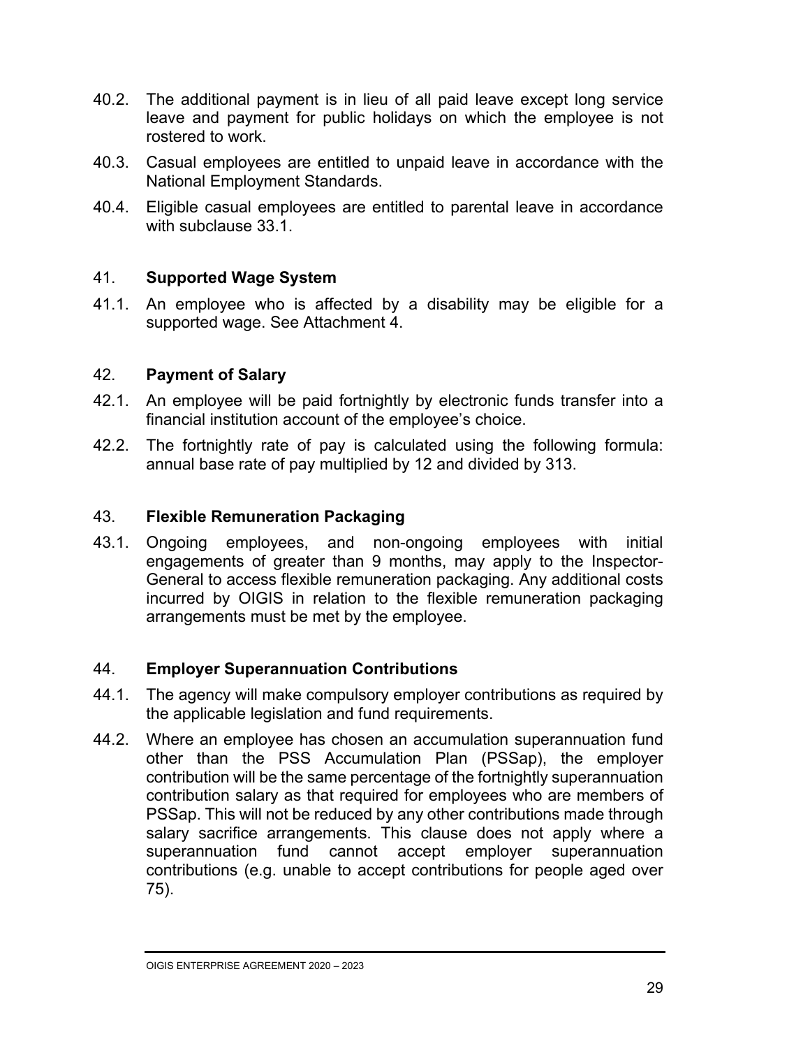40.2. The additional payment is in lieu of all paid leave except long service leave and payment for public holidays on which the employee is not rostered to work.

40.3. Casual employees are entitled to unpaid leave in accordance with the National Employment Standards.

40.4. Eligible casual employees are entitled to parental leave in accordance with subclause 33.1.

## 41. Supported Wage System

41.1. An employee who is affected by a disability may be eligible for a supported wage. See Attachment 4.

## 42. Payment of Salary

42.1. An employee will be paid fortnightly by electronic funds transfer into a financial institution account of the employee's choice.

42.2. The fortnightly rate of pay is calculated using the following formula: annual base rate of pay multiplied by 12 and divided by 313.

## 43. Flexible Remuneration Packaging

43.1. Ongoing employees, and non-ongoing employees with initial engagements of greater than 9 months, may apply to the Inspector-General to access flexible remuneration packaging. Any additional costs incurred by OIGIS in relation to the flexible remuneration packaging arrangements must be met by the employee.

## 44. Employer Superannuation Contributions

44.1. The agency will make compulsory employer contributions as required by the applicable legislation and fund requirements.

44.2. Where an employee has chosen an accumulation superannuation fund other than the PSS Accumulation Plan (PSSap), the employer contribution will be the same percentage of the fortnightly superannuation contribution salary as that required for employees who are members of PSSap. This will not be reduced by any other contributions made through salary sacrifice arrangements. This clause does not apply where a superannuation fund cannot accept employer superannuation contributions (e.g. unable to accept contributions for people aged over 75).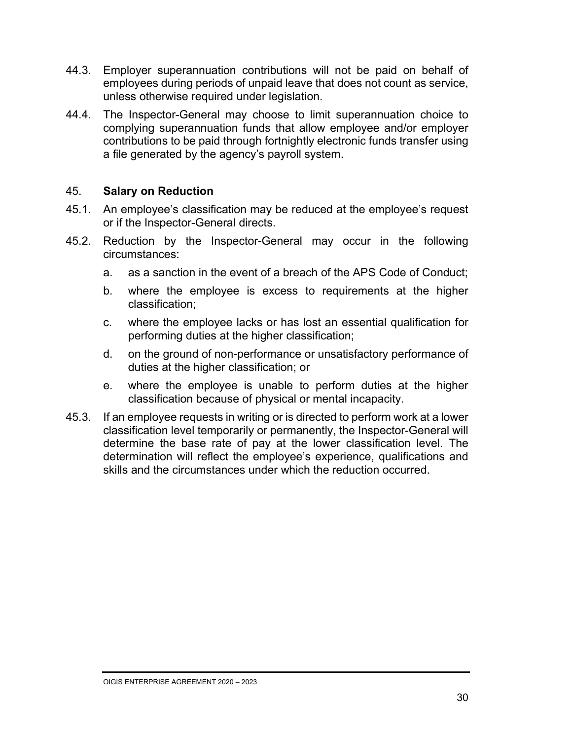44.3. Employer superannuation contributions will not be paid on behalf of employees during periods of unpaid leave that does not count as service, unless otherwise required under legislation.

44.4. The Inspector-General may choose to limit superannuation choice to complying superannuation funds that allow employee and/or employer contributions to be paid through fortnightly electronic funds transfer using a file generated by the agency's payroll system.

## 45. **Salary on Reduction**

45.1. An employee's classification may be reduced at the employee's request or if the Inspector-General directs.

45.2. Reduction by the Inspector-General may occur in the following circumstances:

a. as a sanction in the event of a breach of the APS Code of Conduct;

b. where the employee is excess to requirements at the higher classification;

c. where the employee lacks or has lost an essential qualification for performing duties at the higher classification;

d. on the ground of non-performance or unsatisfactory performance of duties at the higher classification; or

e. where the employee is unable to perform duties at the higher classification because of physical or mental incapacity.

45.3. If an employee requests in writing or is directed to perform work at a lower classification level temporarily or permanently, the Inspector-General will determine the base rate of pay at the lower classification level. The determination will reflect the employee's experience, qualifications and skills and the circumstances under which the reduction occurred.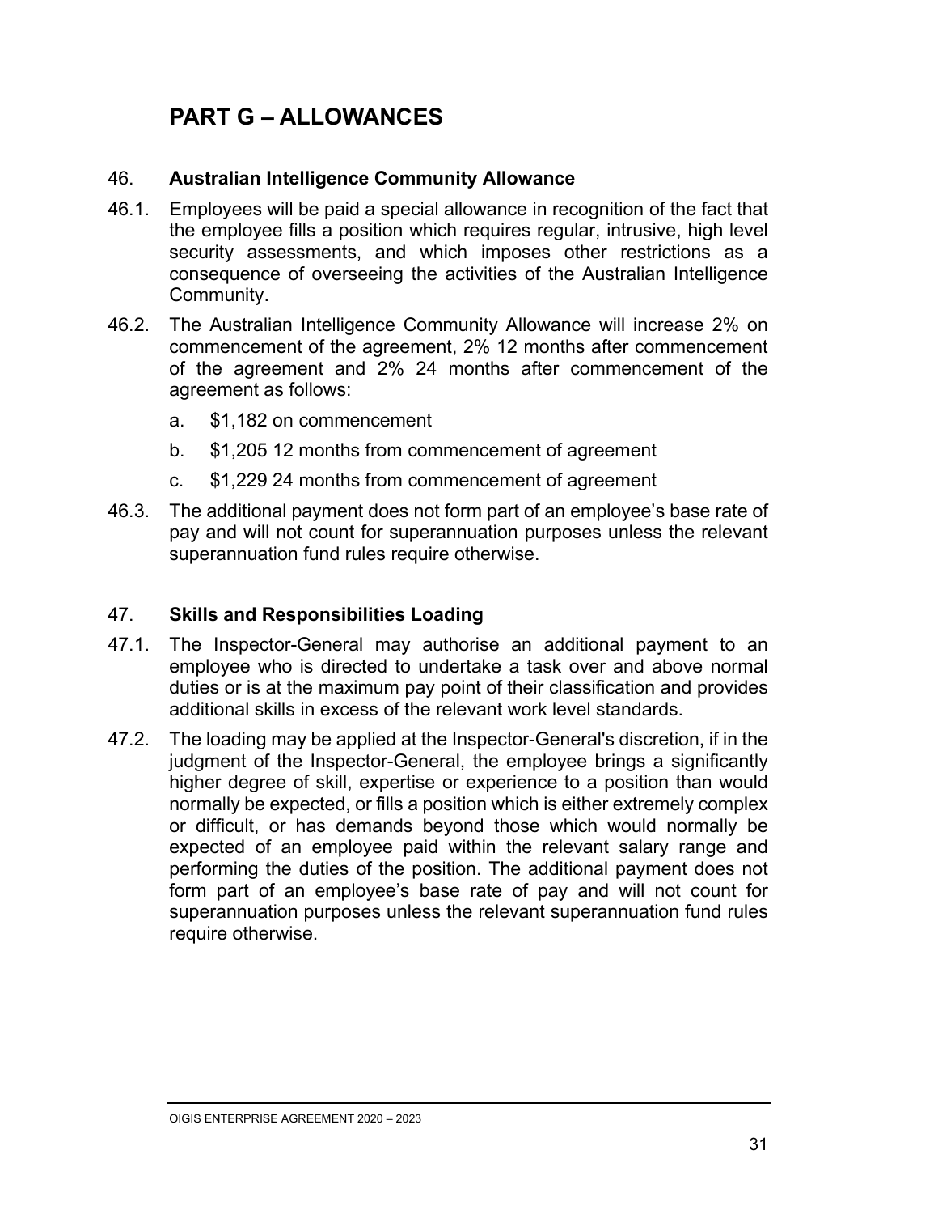# PART G – ALLOWANCES

## 46. Australian Intelligence Community Allowance

46.1. Employees will be paid a special allowance in recognition of the fact that the employee fills a position which requires regular, intrusive, high level security assessments, and which imposes other restrictions as a consequence of overseeing the activities of the Australian Intelligence Community.

46.2. The Australian Intelligence Community Allowance will increase 2% on commencement of the agreement, 2% 12 months after commencement of the agreement and 2% 24 months after commencement of the agreement as follows:

a. $1,182 on commencement

b. $1,205 12 months from commencement of agreement

c. $1,229 24 months from commencement of agreement

46.3. The additional payment does not form part of an employee's base rate of pay and will not count for superannuation purposes unless the relevant superannuation fund rules require otherwise.

## 47. Skills and Responsibilities Loading

47.1. The Inspector-General may authorise an additional payment to an employee who is directed to undertake a task over and above normal duties or is at the maximum pay point of their classification and provides additional skills in excess of the relevant work level standards.

47.2. The loading may be applied at the Inspector-General's discretion, if in the judgment of the Inspector-General, the employee brings a significantly higher degree of skill, expertise or experience to a position than would normally be expected, or fills a position which is either extremely complex or difficult, or has demands beyond those which would normally be expected of an employee paid within the relevant salary range and performing the duties of the position. The additional payment does not form part of an employee's base rate of pay and will not count for superannuation purposes unless the relevant superannuation fund rules require otherwise.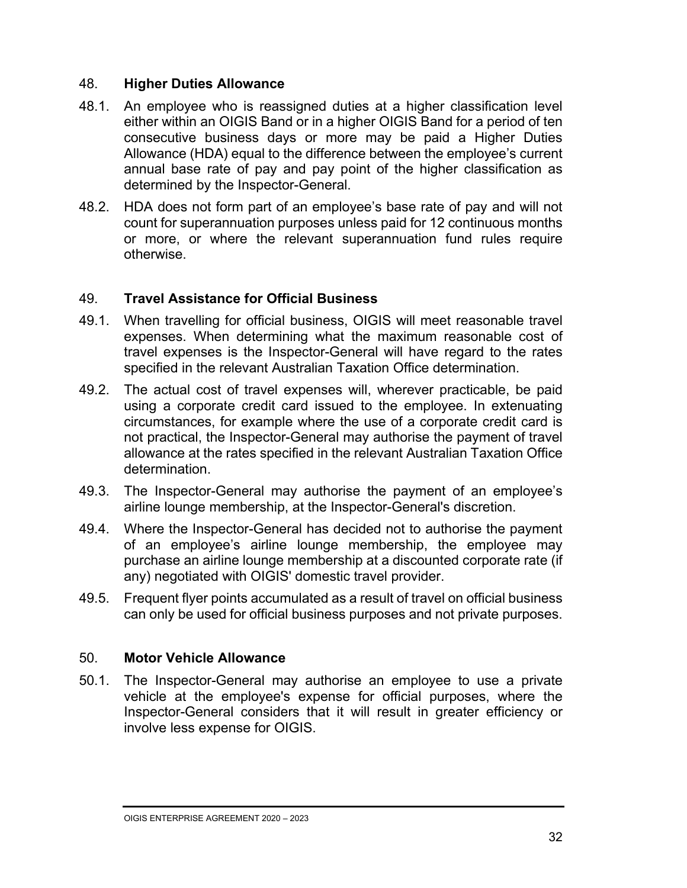## 48. Higher Duties Allowance

48.1. An employee who is reassigned duties at a higher classification level either within an OIGIS Band or in a higher OIGIS Band for a period of ten consecutive business days or more may be paid a Higher Duties Allowance (HDA) equal to the difference between the employee's current annual base rate of pay and pay point of the higher classification as determined by the Inspector-General.

48.2. HDA does not form part of an employee's base rate of pay and will not count for superannuation purposes unless paid for 12 continuous months or more, or where the relevant superannuation fund rules require otherwise.

## 49. Travel Assistance for Official Business

49.1. When travelling for official business, OIGIS will meet reasonable travel expenses. When determining what the maximum reasonable cost of travel expenses is the Inspector-General will have regard to the rates specified in the relevant Australian Taxation Office determination.

49.2. The actual cost of travel expenses will, wherever practicable, be paid using a corporate credit card issued to the employee. In extenuating circumstances, for example where the use of a corporate credit card is not practical, the Inspector-General may authorise the payment of travel allowance at the rates specified in the relevant Australian Taxation Office determination.

49.3. The Inspector-General may authorise the payment of an employee's airline lounge membership, at the Inspector-General's discretion.

49.4. Where the Inspector-General has decided not to authorise the payment of an employee's airline lounge membership, the employee may purchase an airline lounge membership at a discounted corporate rate (if any) negotiated with OIGIS' domestic travel provider.

49.5. Frequent flyer points accumulated as a result of travel on official business can only be used for official business purposes and not private purposes.

## 50. Motor Vehicle Allowance

50.1. The Inspector-General may authorise an employee to use a private vehicle at the employee's expense for official purposes, where the Inspector-General considers that it will result in greater efficiency or involve less expense for OIGIS.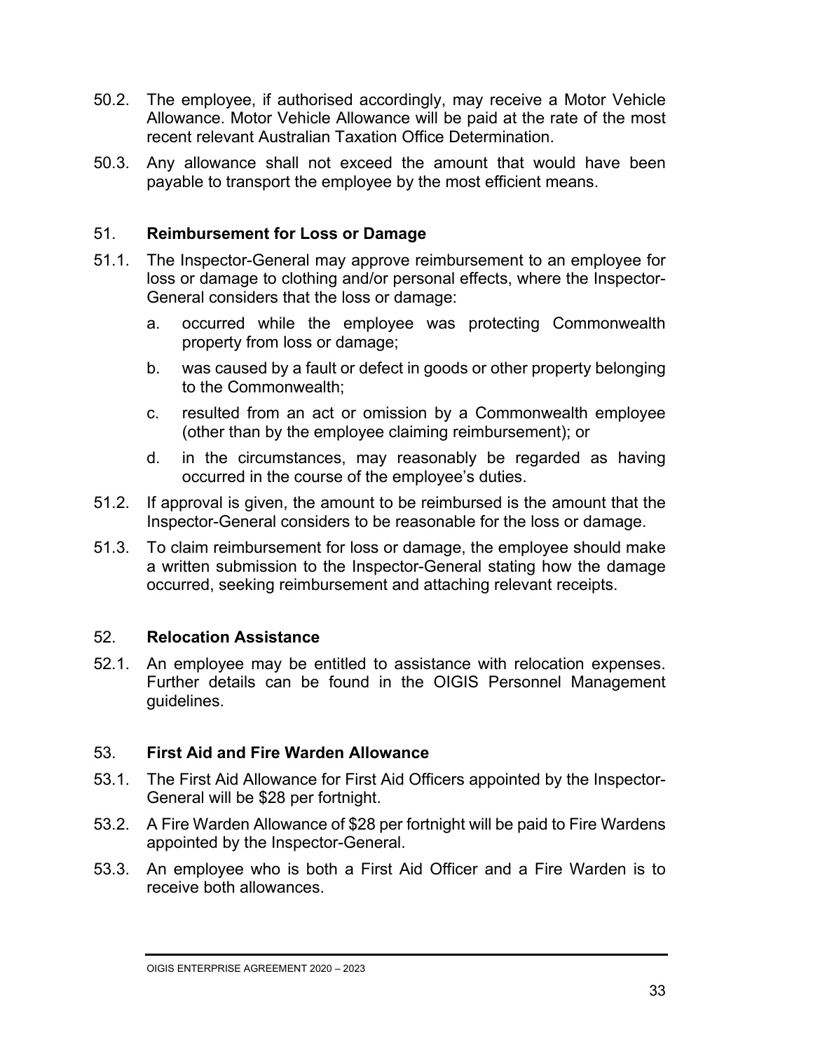50.2. The employee, if authorised accordingly, may receive a Motor Vehicle Allowance. Motor Vehicle Allowance will be paid at the rate of the most recent relevant Australian Taxation Office Determination.

50.3. Any allowance shall not exceed the amount that would have been payable to transport the employee by the most efficient means.

## 51. Reimbursement for Loss or Damage

51.1. The Inspector-General may approve reimbursement to an employee for loss or damage to clothing and/or personal effects, where the Inspector-General considers that the loss or damage:

a. occurred while the employee was protecting Commonwealth property from loss or damage;

b. was caused by a fault or defect in goods or other property belonging to the Commonwealth;

c. resulted from an act or omission by a Commonwealth employee (other than by the employee claiming reimbursement); or

d. in the circumstances, may reasonably be regarded as having occurred in the course of the employee's duties.

51.2. If approval is given, the amount to be reimbursed is the amount that the Inspector-General considers to be reasonable for the loss or damage.

51.3. To claim reimbursement for loss or damage, the employee should make a written submission to the Inspector-General stating how the damage occurred, seeking reimbursement and attaching relevant receipts.

## 52. Relocation Assistance

52.1. An employee may be entitled to assistance with relocation expenses. Further details can be found in the OIGIS Personnel Management guidelines.

## 53. First Aid and Fire Warden Allowance

53.1. The First Aid Allowance for First Aid Officers appointed by the Inspector-General will be $28 per fortnight.

53.2. A Fire Warden Allowance of $28 per fortnight will be paid to Fire Wardens appointed by the Inspector-General.

53.3. An employee who is both a First Aid Officer and a Fire Warden is to receive both allowances.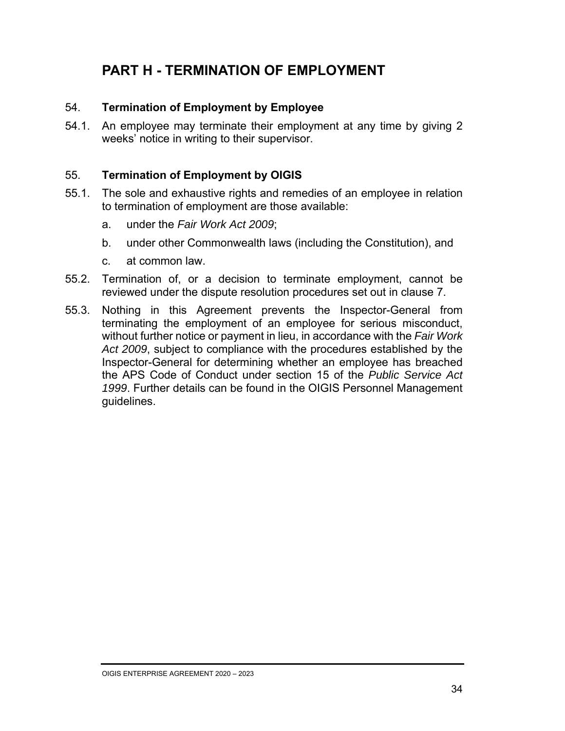# PART H - TERMINATION OF EMPLOYMENT

## 54. Termination of Employment by Employee

54.1. An employee may terminate their employment at any time by giving 2 weeks' notice in writing to their supervisor.

## 55. Termination of Employment by OIGIS

55.1. The sole and exhaustive rights and remedies of an employee in relation to termination of employment are those available:

a. under the *Fair Work Act 2009*;

b. under other Commonwealth laws (including the Constitution), and

c. at common law.

55.2. Termination of, or a decision to terminate employment, cannot be reviewed under the dispute resolution procedures set out in clause 7.

55.3. Nothing in this Agreement prevents the Inspector-General from terminating the employment of an employee for serious misconduct, without further notice or payment in lieu, in accordance with the *Fair Work Act 2009*, subject to compliance with the procedures established by the Inspector-General for determining whether an employee has breached the APS Code of Conduct under section 15 of the *Public Service Act 1999*. Further details can be found in the OIGIS Personnel Management guidelines.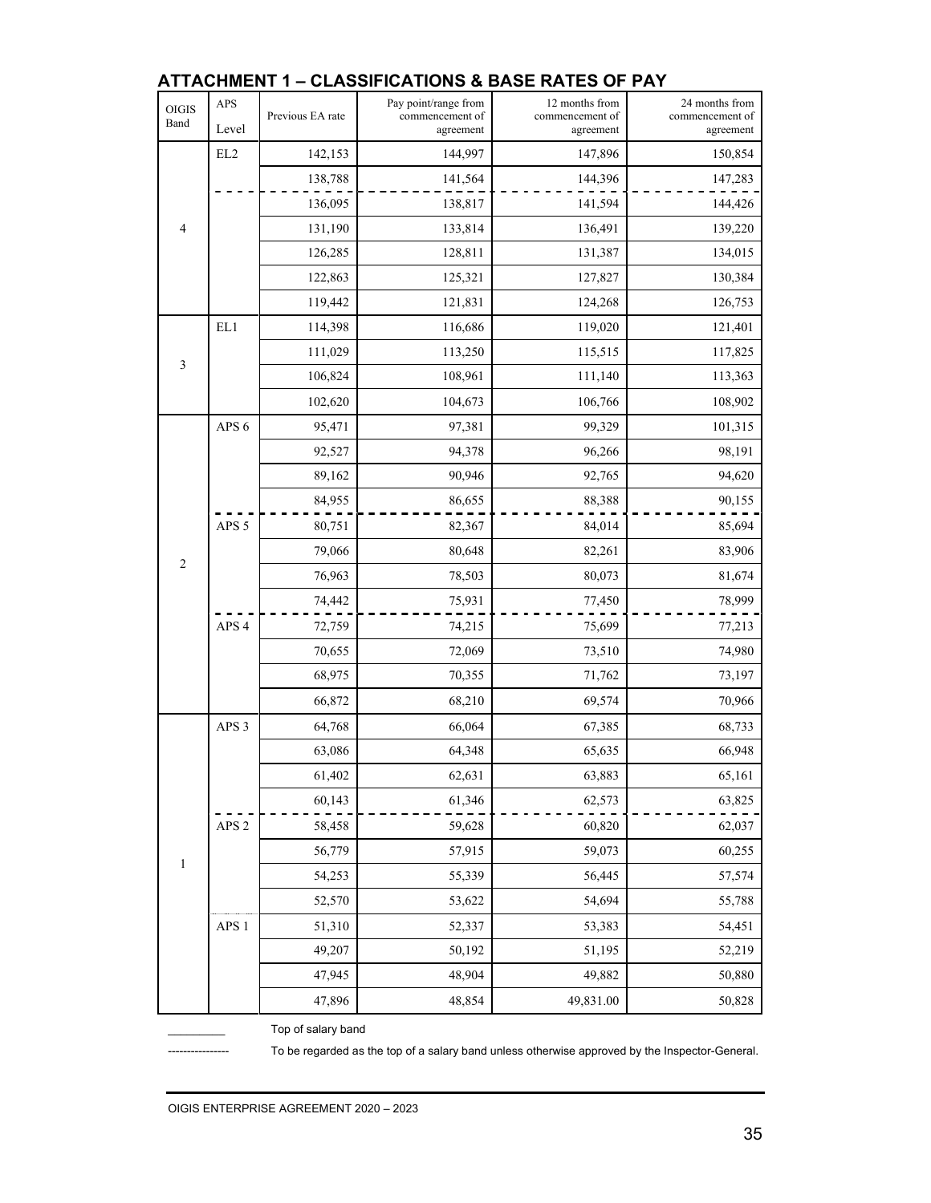## ATTACHMENT 1 – CLASSIFICATIONS & BASE RATES OF PAY

| OIGIS Band | APS Level | Previous EA rate | Pay point/range from commencement of agreement | 12 months from commencement of agreement | 24 months from commencement of agreement |
|---|---|---|---|---|---|
| 4 | EL2 | 142,153 | 144,997 | 147,896 | 150,854 |
| | | 138,788 | 141,564 | 144,396 | 147,283 |
| | | 136,095 | 138,817 | 141,594 | 144,426 |
| | | 131,190 | 133,814 | 136,491 | 139,220 |
| | | 126,285 | 128,811 | 131,387 | 134,015 |
| | | 122,863 | 125,321 | 127,827 | 130,384 |
| | | 119,442 | 121,831 | 124,268 | 126,753 |
| 3 | EL1 | 114,398 | 116,686 | 119,020 | 121,401 |
| | | 111,029 | 113,250 | 115,515 | 117,825 |
| | | 106,824 | 108,961 | 111,140 | 113,363 |
| | | 102,620 | 104,673 | 106,766 | 108,902 |
| 2 | APS 6 | 95,471 | 97,381 | 99,329 | 101,315 |
| | | 92,527 | 94,378 | 96,266 | 98,191 |
| | | 89,162 | 90,946 | 92,765 | 94,620 |
| | | 84,955 | 86,655 | 88,388 | 90,155 |
| | APS 5 | 80,751 | 82,367 | 84,014 | 85,694 |
| | | 79,066 | 80,648 | 82,261 | 83,906 |
| | | 76,963 | 78,503 | 80,073 | 81,674 |
| | | 74,442 | 75,931 | 77,450 | 78,999 |
| | APS 4 | 72,759 | 74,215 | 75,699 | 77,213 |
| | | 70,655 | 72,069 | 73,510 | 74,980 |
| | | 68,975 | 70,355 | 71,762 | 73,197 |
| | | 66,872 | 68,210 | 69,574 | 70,966 |
| 1 | APS 3 | 64,768 | 66,064 | 67,385 | 68,733 |
| | | 63,086 | 64,348 | 65,635 | 66,948 |
| | | 61,402 | 62,631 | 63,883 | 65,161 |
| | | 60,143 | 61,346 | 62,573 | 63,825 |
| | APS 2 | 58,458 | 59,628 | 60,820 | 62,037 |
| | | 56,779 | 57,915 | 59,073 | 60,255 |
| | | 54,253 | 55,339 | 56,445 | 57,574 |
| | | 52,570 | 53,622 | 54,694 | 55,788 |
| | APS 1 | 51,310 | 52,337 | 53,383 | 54,451 |
| | | 49,207 | 50,192 | 51,195 | 52,219 |
| | | 47,945 | 48,904 | 49,882 | 50,880 |
| | | 47,896 | 48,854 | 49,831.00 | 50,828 |

__________ Top of salary band

---------------- To be regarded as the top of a salary band unless otherwise approved by the Inspector-General.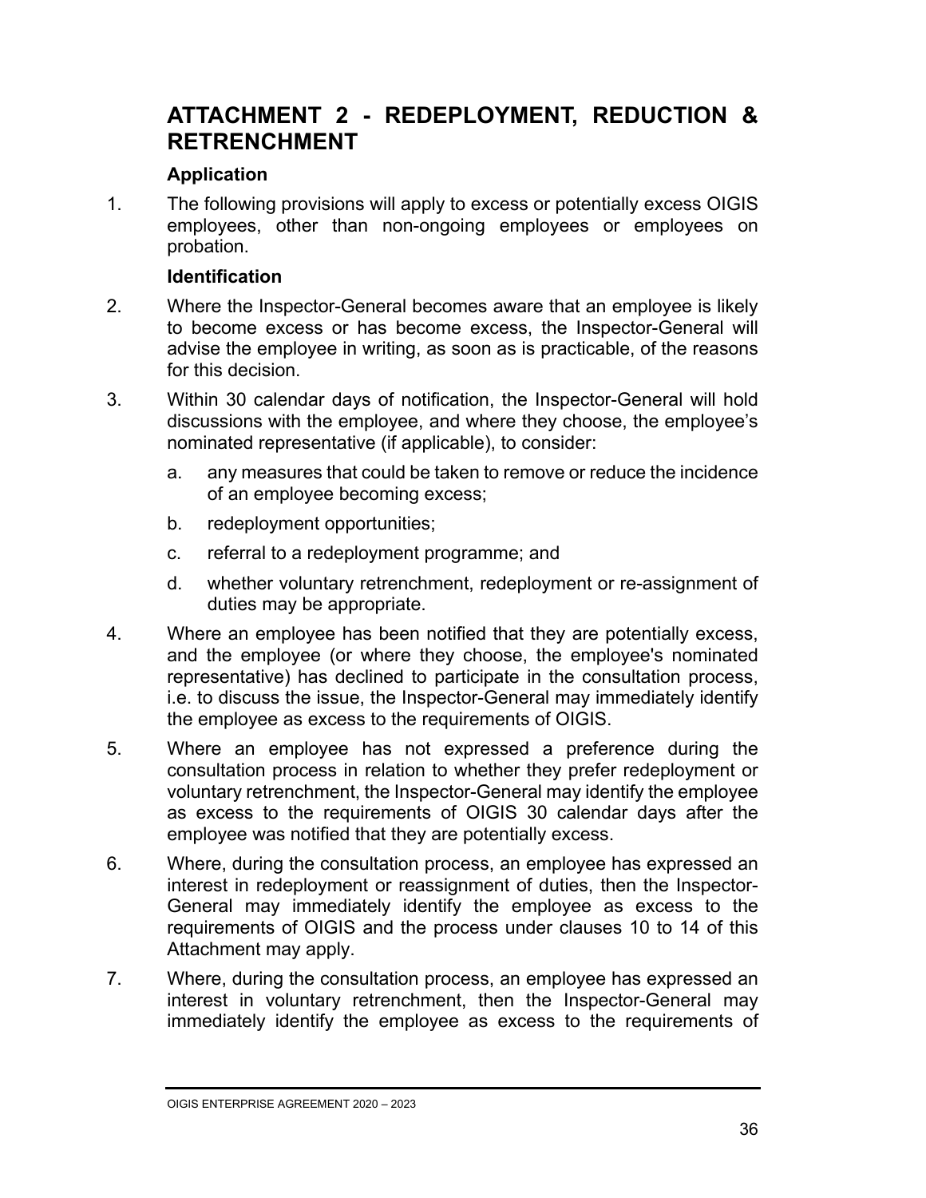# ATTACHMENT 2 - REDEPLOYMENT, REDUCTION & RETRENCHMENT

### Application

1. The following provisions will apply to excess or potentially excess OIGIS employees, other than non-ongoing employees or employees on probation.

### Identification

2. Where the Inspector-General becomes aware that an employee is likely to become excess or has become excess, the Inspector-General will advise the employee in writing, as soon as is practicable, of the reasons for this decision.

3. Within 30 calendar days of notification, the Inspector-General will hold discussions with the employee, and where they choose, the employee's nominated representative (if applicable), to consider:

   a. any measures that could be taken to remove or reduce the incidence of an employee becoming excess;

   b. redeployment opportunities;

   c. referral to a redeployment programme; and

   d. whether voluntary retrenchment, redeployment or re-assignment of duties may be appropriate.

4. Where an employee has been notified that they are potentially excess, and the employee (or where they choose, the employee's nominated representative) has declined to participate in the consultation process, i.e. to discuss the issue, the Inspector-General may immediately identify the employee as excess to the requirements of OIGIS.

5. Where an employee has not expressed a preference during the consultation process in relation to whether they prefer redeployment or voluntary retrenchment, the Inspector-General may identify the employee as excess to the requirements of OIGIS 30 calendar days after the employee was notified that they are potentially excess.

6. Where, during the consultation process, an employee has expressed an interest in redeployment or reassignment of duties, then the Inspector-General may immediately identify the employee as excess to the requirements of OIGIS and the process under clauses 10 to 14 of this Attachment may apply.

7. Where, during the consultation process, an employee has expressed an interest in voluntary retrenchment, then the Inspector-General may immediately identify the employee as excess to the requirements of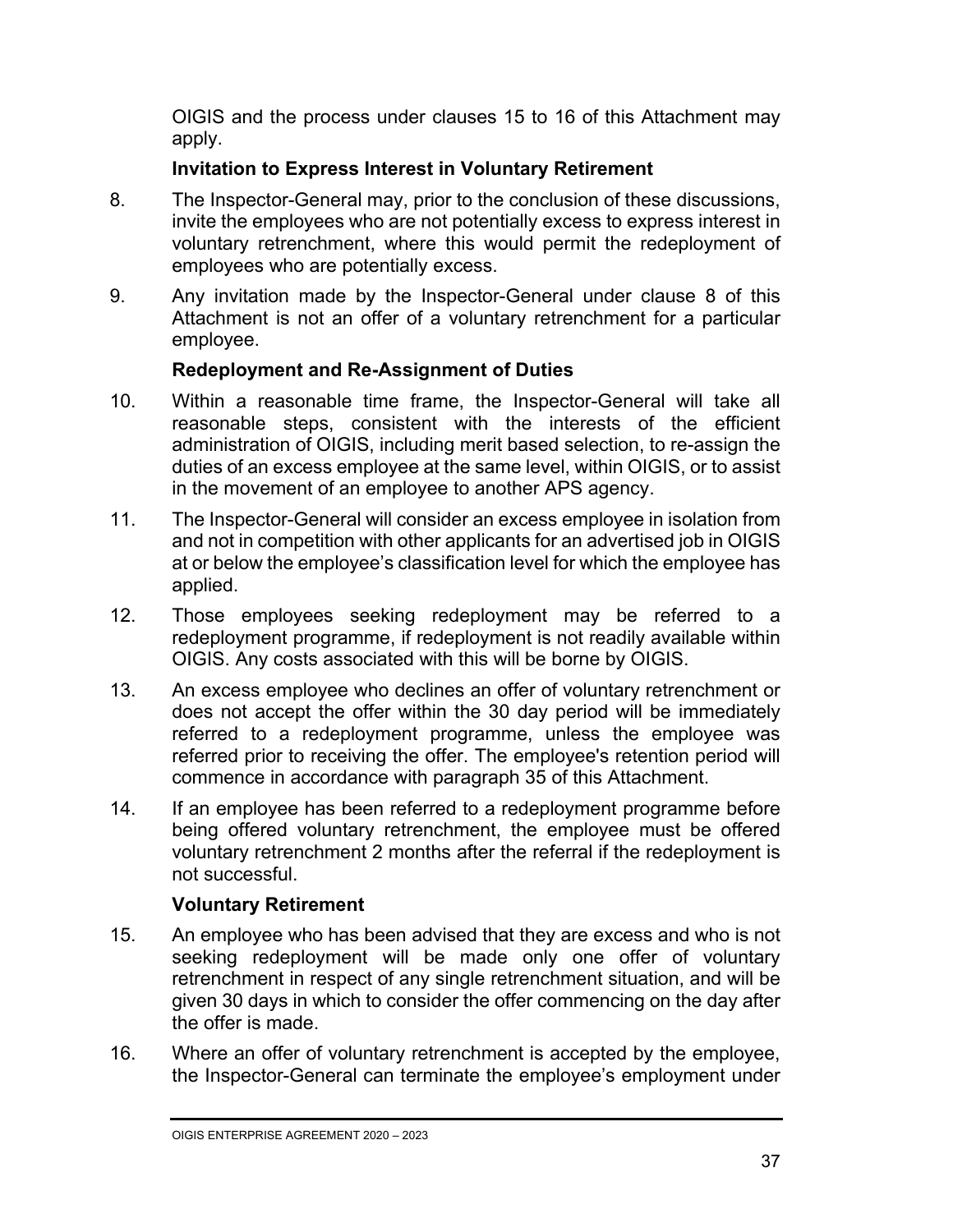OIGIS and the process under clauses 15 to 16 of this Attachment may apply.

**Invitation to Express Interest in Voluntary Retirement**

8. The Inspector-General may, prior to the conclusion of these discussions, invite the employees who are not potentially excess to express interest in voluntary retrenchment, where this would permit the redeployment of employees who are potentially excess.

9. Any invitation made by the Inspector-General under clause 8 of this Attachment is not an offer of a voluntary retrenchment for a particular employee.

**Redeployment and Re-Assignment of Duties**

10. Within a reasonable time frame, the Inspector-General will take all reasonable steps, consistent with the interests of the efficient administration of OIGIS, including merit based selection, to re-assign the duties of an excess employee at the same level, within OIGIS, or to assist in the movement of an employee to another APS agency.

11. The Inspector-General will consider an excess employee in isolation from and not in competition with other applicants for an advertised job in OIGIS at or below the employee's classification level for which the employee has applied.

12. Those employees seeking redeployment may be referred to a redeployment programme, if redeployment is not readily available within OIGIS. Any costs associated with this will be borne by OIGIS.

13. An excess employee who declines an offer of voluntary retrenchment or does not accept the offer within the 30 day period will be immediately referred to a redeployment programme, unless the employee was referred prior to receiving the offer. The employee's retention period will commence in accordance with paragraph 35 of this Attachment.

14. If an employee has been referred to a redeployment programme before being offered voluntary retrenchment, the employee must be offered voluntary retrenchment 2 months after the referral if the redeployment is not successful.

**Voluntary Retirement**

15. An employee who has been advised that they are excess and who is not seeking redeployment will be made only one offer of voluntary retrenchment in respect of any single retrenchment situation, and will be given 30 days in which to consider the offer commencing on the day after the offer is made.

16. Where an offer of voluntary retrenchment is accepted by the employee, the Inspector-General can terminate the employee's employment under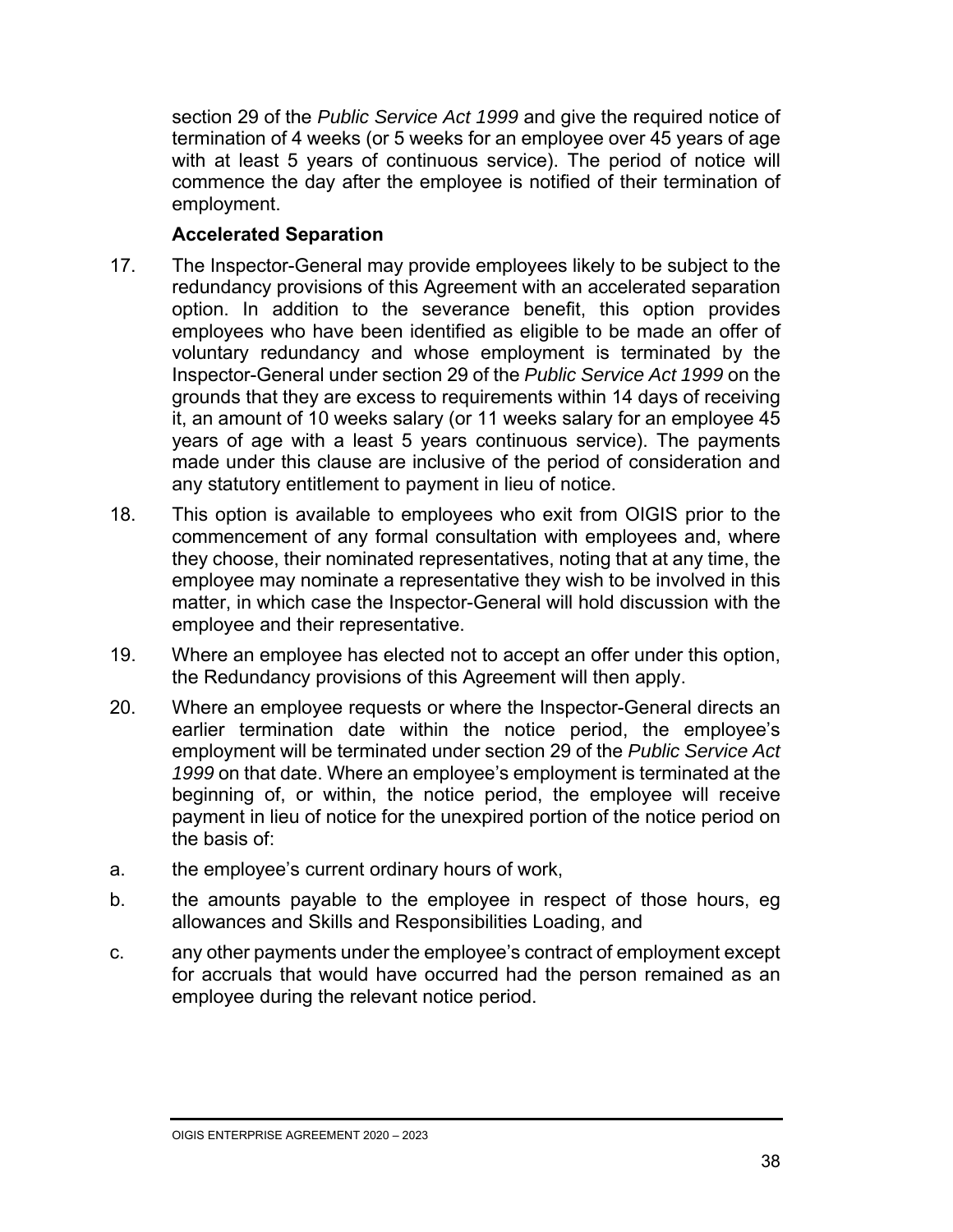section 29 of the *Public Service Act 1999* and give the required notice of termination of 4 weeks (or 5 weeks for an employee over 45 years of age with at least 5 years of continuous service). The period of notice will commence the day after the employee is notified of their termination of employment.

**Accelerated Separation**

17. The Inspector-General may provide employees likely to be subject to the redundancy provisions of this Agreement with an accelerated separation option. In addition to the severance benefit, this option provides employees who have been identified as eligible to be made an offer of voluntary redundancy and whose employment is terminated by the Inspector-General under section 29 of the *Public Service Act 1999* on the grounds that they are excess to requirements within 14 days of receiving it, an amount of 10 weeks salary (or 11 weeks salary for an employee 45 years of age with a least 5 years continuous service). The payments made under this clause are inclusive of the period of consideration and any statutory entitlement to payment in lieu of notice.

18. This option is available to employees who exit from OIGIS prior to the commencement of any formal consultation with employees and, where they choose, their nominated representatives, noting that at any time, the employee may nominate a representative they wish to be involved in this matter, in which case the Inspector-General will hold discussion with the employee and their representative.

19. Where an employee has elected not to accept an offer under this option, the Redundancy provisions of this Agreement will then apply.

20. Where an employee requests or where the Inspector-General directs an earlier termination date within the notice period, the employee's employment will be terminated under section 29 of the *Public Service Act 1999* on that date. Where an employee's employment is terminated at the beginning of, or within, the notice period, the employee will receive payment in lieu of notice for the unexpired portion of the notice period on the basis of:

a. the employee's current ordinary hours of work,

b. the amounts payable to the employee in respect of those hours, eg allowances and Skills and Responsibilities Loading, and

c. any other payments under the employee's contract of employment except for accruals that would have occurred had the person remained as an employee during the relevant notice period.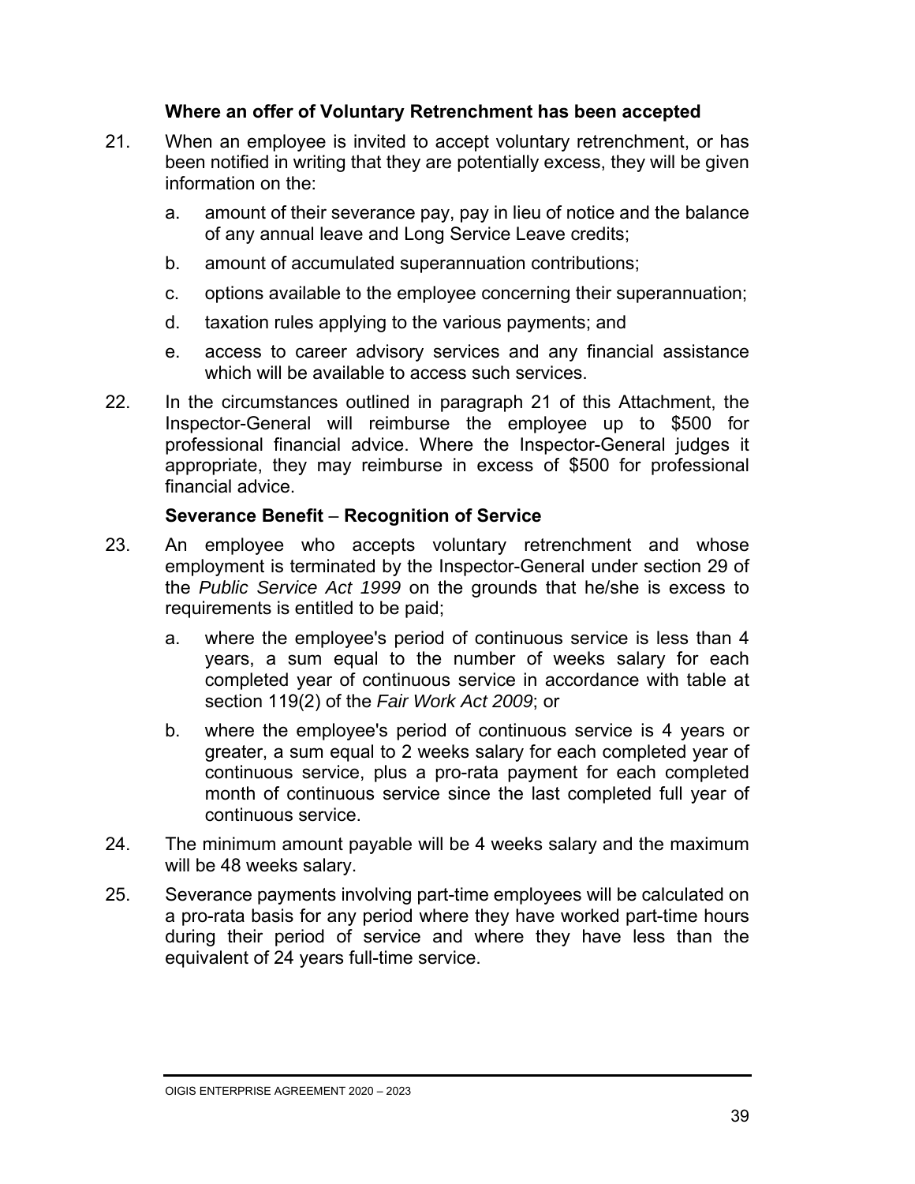### Where an offer of Voluntary Retrenchment has been accepted

21. When an employee is invited to accept voluntary retrenchment, or has been notified in writing that they are potentially excess, they will be given information on the:

    a. amount of their severance pay, pay in lieu of notice and the balance of any annual leave and Long Service Leave credits;

    b. amount of accumulated superannuation contributions;

    c. options available to the employee concerning their superannuation;

    d. taxation rules applying to the various payments; and

    e. access to career advisory services and any financial assistance which will be available to access such services.

22. In the circumstances outlined in paragraph 21 of this Attachment, the Inspector-General will reimburse the employee up to $500 for professional financial advice. Where the Inspector-General judges it appropriate, they may reimburse in excess of $500 for professional financial advice.

### Severance Benefit – Recognition of Service

23. An employee who accepts voluntary retrenchment and whose employment is terminated by the Inspector-General under section 29 of the *Public Service Act 1999* on the grounds that he/she is excess to requirements is entitled to be paid;

    a. where the employee's period of continuous service is less than 4 years, a sum equal to the number of weeks salary for each completed year of continuous service in accordance with table at section 119(2) of the *Fair Work Act 2009*; or

    b. where the employee's period of continuous service is 4 years or greater, a sum equal to 2 weeks salary for each completed year of continuous service, plus a pro-rata payment for each completed month of continuous service since the last completed full year of continuous service.

24. The minimum amount payable will be 4 weeks salary and the maximum will be 48 weeks salary.

25. Severance payments involving part-time employees will be calculated on a pro-rata basis for any period where they have worked part-time hours during their period of service and where they have less than the equivalent of 24 years full-time service.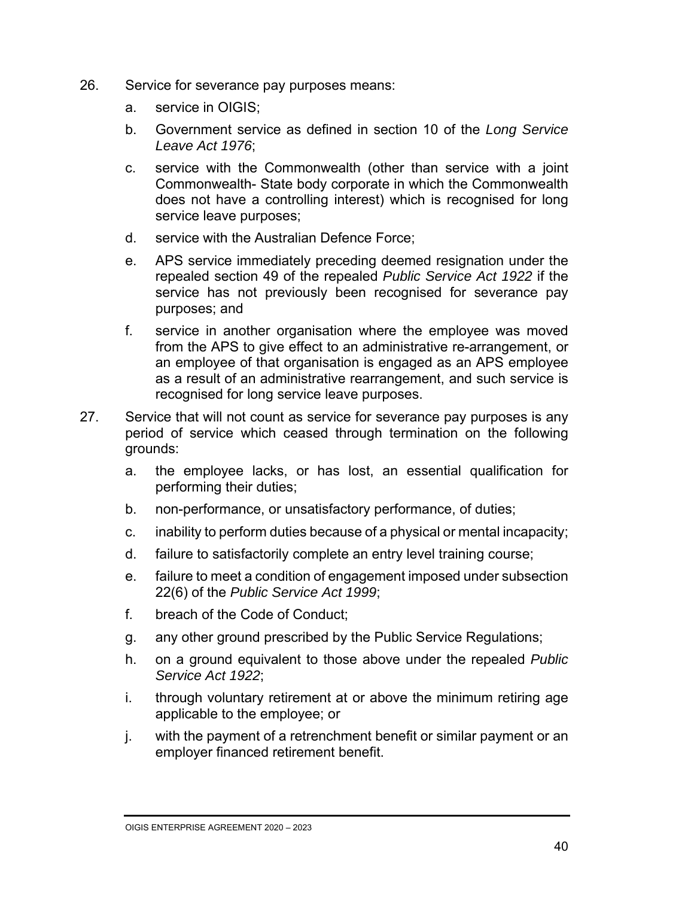26. Service for severance pay purposes means:

    a. service in OIGIS;

    b. Government service as defined in section 10 of the *Long Service Leave Act 1976*;

    c. service with the Commonwealth (other than service with a joint Commonwealth- State body corporate in which the Commonwealth does not have a controlling interest) which is recognised for long service leave purposes;

    d. service with the Australian Defence Force;

    e. APS service immediately preceding deemed resignation under the repealed section 49 of the repealed *Public Service Act 1922* if the service has not previously been recognised for severance pay purposes; and

    f. service in another organisation where the employee was moved from the APS to give effect to an administrative re-arrangement, or an employee of that organisation is engaged as an APS employee as a result of an administrative rearrangement, and such service is recognised for long service leave purposes.

27. Service that will not count as service for severance pay purposes is any period of service which ceased through termination on the following grounds:

    a. the employee lacks, or has lost, an essential qualification for performing their duties;

    b. non-performance, or unsatisfactory performance, of duties;

    c. inability to perform duties because of a physical or mental incapacity;

    d. failure to satisfactorily complete an entry level training course;

    e. failure to meet a condition of engagement imposed under subsection 22(6) of the *Public Service Act 1999*;

    f. breach of the Code of Conduct;

    g. any other ground prescribed by the Public Service Regulations;

    h. on a ground equivalent to those above under the repealed *Public Service Act 1922*;

    i. through voluntary retirement at or above the minimum retiring age applicable to the employee; or

    j. with the payment of a retrenchment benefit or similar payment or an employer financed retirement benefit.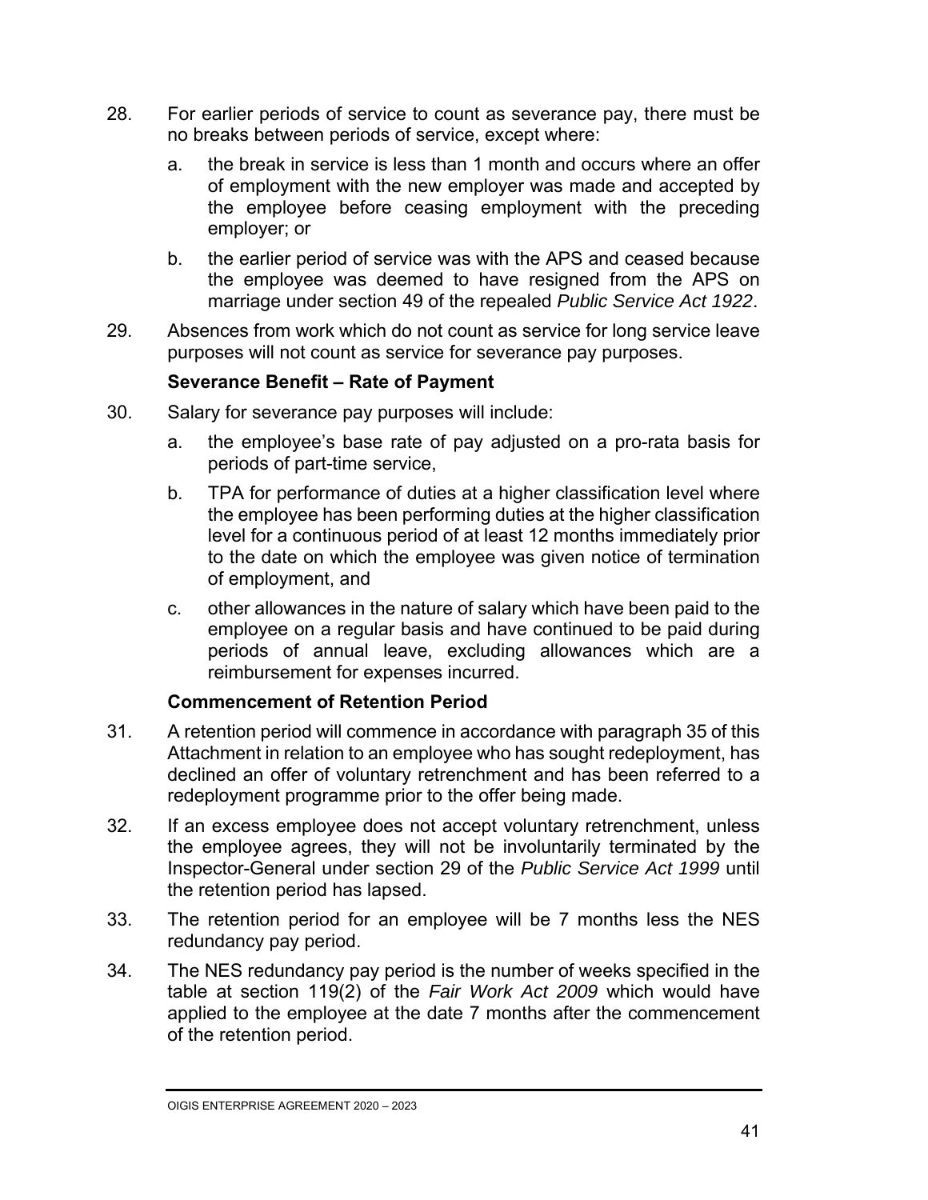28. For earlier periods of service to count as severance pay, there must be no breaks between periods of service, except where:

    a. the break in service is less than 1 month and occurs where an offer of employment with the new employer was made and accepted by the employee before ceasing employment with the preceding employer; or

    b. the earlier period of service was with the APS and ceased because the employee was deemed to have resigned from the APS on marriage under section 49 of the repealed *Public Service Act 1922*.

29. Absences from work which do not count as service for long service leave purposes will not count as service for severance pay purposes.

**Severance Benefit – Rate of Payment**

30. Salary for severance pay purposes will include:

    a. the employee's base rate of pay adjusted on a pro-rata basis for periods of part-time service,

    b. TPA for performance of duties at a higher classification level where the employee has been performing duties at the higher classification level for a continuous period of at least 12 months immediately prior to the date on which the employee was given notice of termination of employment, and

    c. other allowances in the nature of salary which have been paid to the employee on a regular basis and have continued to be paid during periods of annual leave, excluding allowances which are a reimbursement for expenses incurred.

**Commencement of Retention Period**

31. A retention period will commence in accordance with paragraph 35 of this Attachment in relation to an employee who has sought redeployment, has declined an offer of voluntary retrenchment and has been referred to a redeployment programme prior to the offer being made.

32. If an excess employee does not accept voluntary retrenchment, unless the employee agrees, they will not be involuntarily terminated by the Inspector-General under section 29 of the *Public Service Act 1999* until the retention period has lapsed.

33. The retention period for an employee will be 7 months less the NES redundancy pay period.

34. The NES redundancy pay period is the number of weeks specified in the table at section 119(2) of the *Fair Work Act 2009* which would have applied to the employee at the date 7 months after the commencement of the retention period.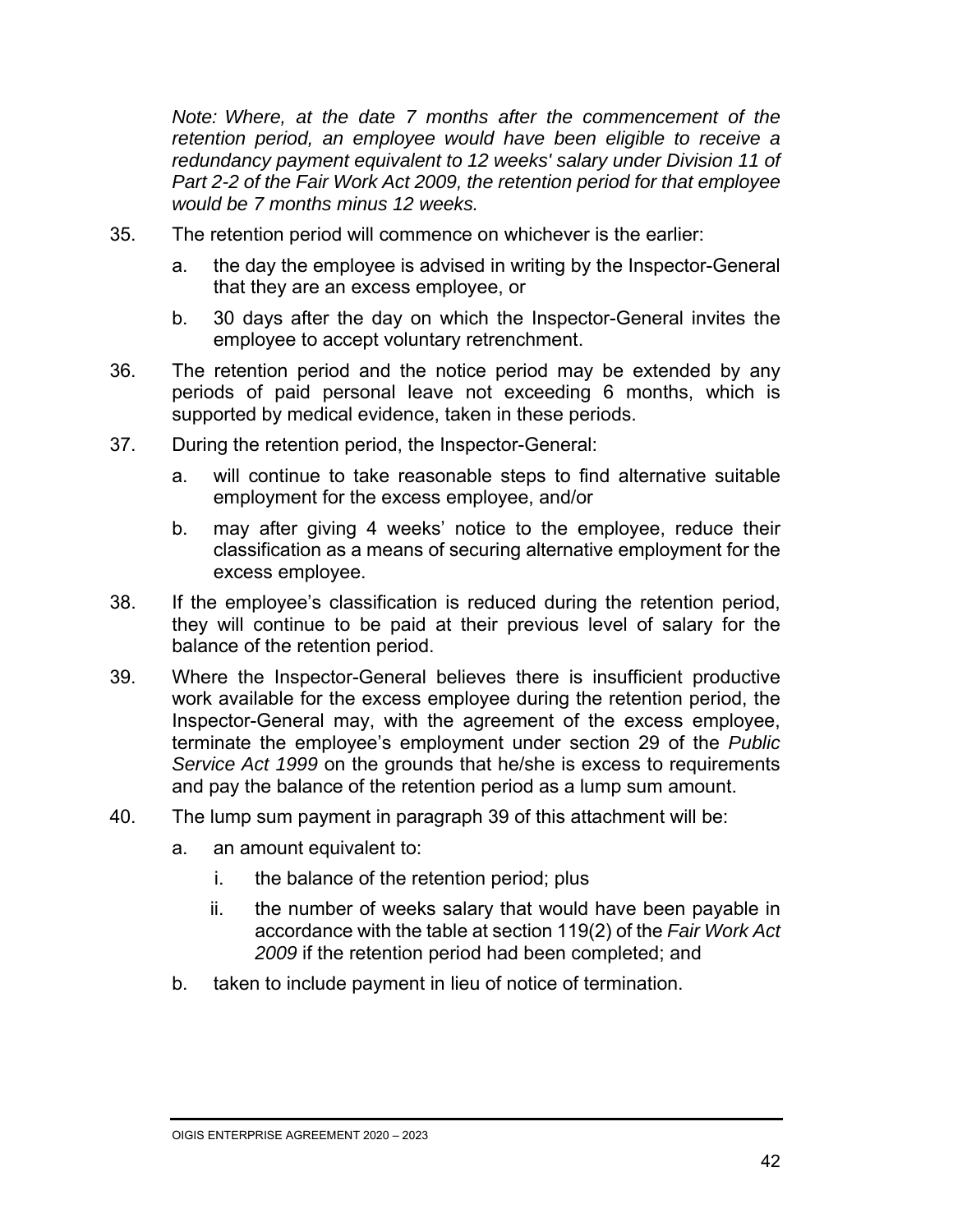*Note: Where, at the date 7 months after the commencement of the retention period, an employee would have been eligible to receive a redundancy payment equivalent to 12 weeks' salary under Division 11 of Part 2-2 of the Fair Work Act 2009, the retention period for that employee would be 7 months minus 12 weeks.*

35. The retention period will commence on whichever is the earlier:

    a. the day the employee is advised in writing by the Inspector-General that they are an excess employee, or

    b. 30 days after the day on which the Inspector-General invites the employee to accept voluntary retrenchment.

36. The retention period and the notice period may be extended by any periods of paid personal leave not exceeding 6 months, which is supported by medical evidence, taken in these periods.

37. During the retention period, the Inspector-General:

    a. will continue to take reasonable steps to find alternative suitable employment for the excess employee, and/or

    b. may after giving 4 weeks' notice to the employee, reduce their classification as a means of securing alternative employment for the excess employee.

38. If the employee's classification is reduced during the retention period, they will continue to be paid at their previous level of salary for the balance of the retention period.

39. Where the Inspector-General believes there is insufficient productive work available for the excess employee during the retention period, the Inspector-General may, with the agreement of the excess employee, terminate the employee's employment under section 29 of the *Public Service Act 1999* on the grounds that he/she is excess to requirements and pay the balance of the retention period as a lump sum amount.

40. The lump sum payment in paragraph 39 of this attachment will be:

    a. an amount equivalent to:

        i. the balance of the retention period; plus

        ii. the number of weeks salary that would have been payable in accordance with the table at section 119(2) of the *Fair Work Act 2009* if the retention period had been completed; and

    b. taken to include payment in lieu of notice of termination.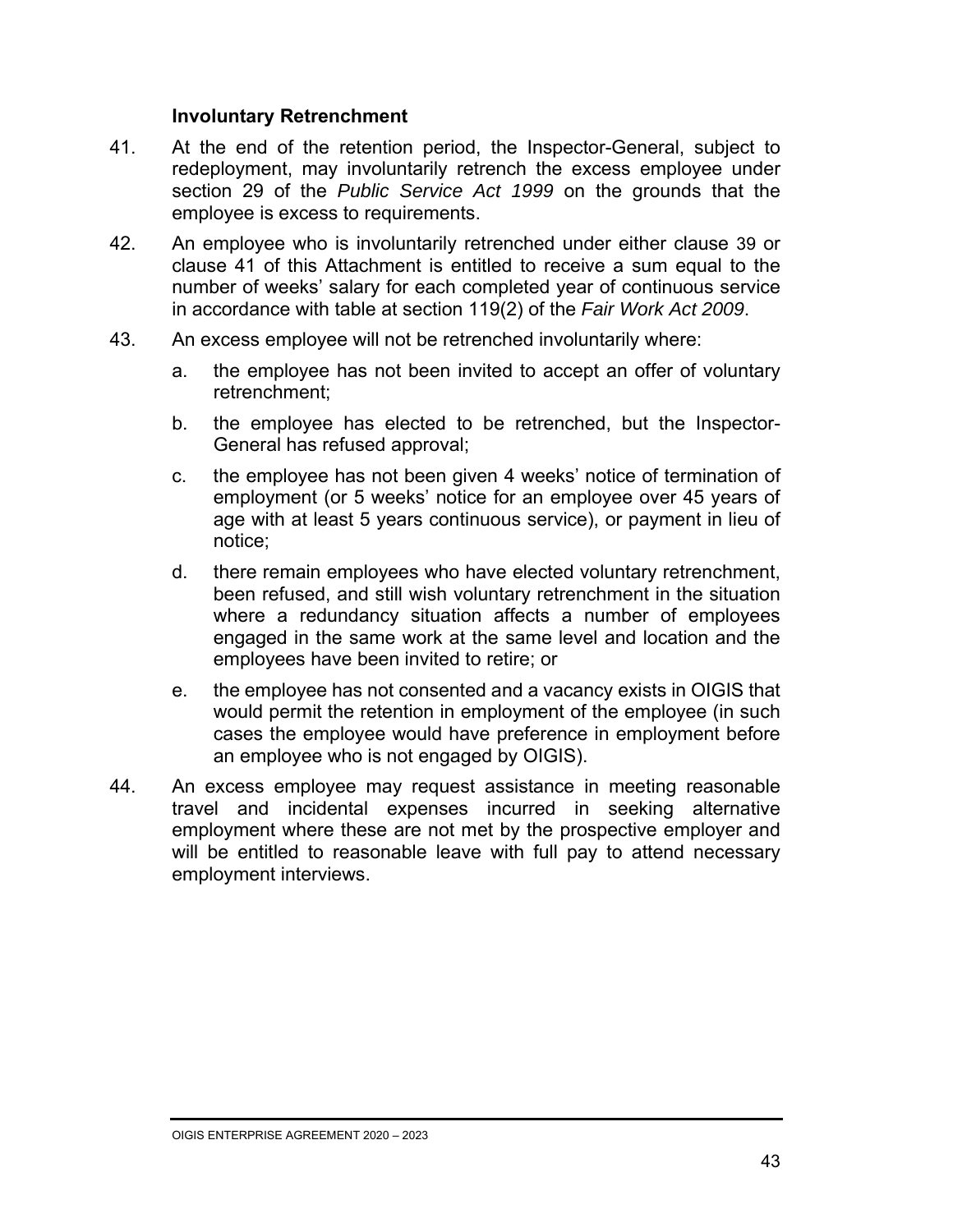### Involuntary Retrenchment

41. At the end of the retention period, the Inspector-General, subject to redeployment, may involuntarily retrench the excess employee under section 29 of the *Public Service Act 1999* on the grounds that the employee is excess to requirements.

42. An employee who is involuntarily retrenched under either clause 39 or clause 41 of this Attachment is entitled to receive a sum equal to the number of weeks' salary for each completed year of continuous service in accordance with table at section 119(2) of the *Fair Work Act 2009*.

43. An excess employee will not be retrenched involuntarily where:

    a. the employee has not been invited to accept an offer of voluntary retrenchment;

    b. the employee has elected to be retrenched, but the Inspector-General has refused approval;

    c. the employee has not been given 4 weeks' notice of termination of employment (or 5 weeks' notice for an employee over 45 years of age with at least 5 years continuous service), or payment in lieu of notice;

    d. there remain employees who have elected voluntary retrenchment, been refused, and still wish voluntary retrenchment in the situation where a redundancy situation affects a number of employees engaged in the same work at the same level and location and the employees have been invited to retire; or

    e. the employee has not consented and a vacancy exists in OIGIS that would permit the retention in employment of the employee (in such cases the employee would have preference in employment before an employee who is not engaged by OIGIS).

44. An excess employee may request assistance in meeting reasonable travel and incidental expenses incurred in seeking alternative employment where these are not met by the prospective employer and will be entitled to reasonable leave with full pay to attend necessary employment interviews.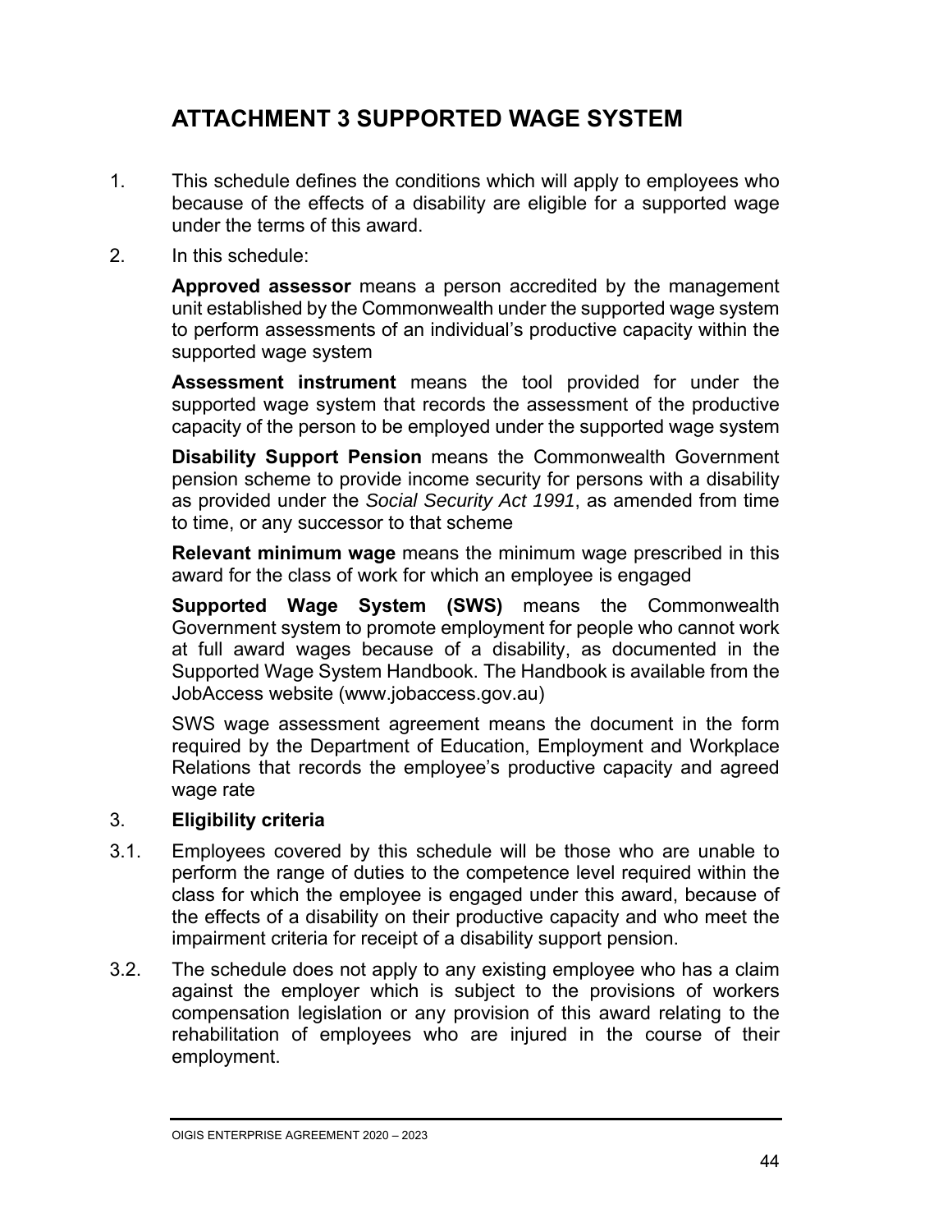# ATTACHMENT 3 SUPPORTED WAGE SYSTEM

1. This schedule defines the conditions which will apply to employees who because of the effects of a disability are eligible for a supported wage under the terms of this award.

2. In this schedule:

   **Approved assessor** means a person accredited by the management unit established by the Commonwealth under the supported wage system to perform assessments of an individual's productive capacity within the supported wage system

   **Assessment instrument** means the tool provided for under the supported wage system that records the assessment of the productive capacity of the person to be employed under the supported wage system

   **Disability Support Pension** means the Commonwealth Government pension scheme to provide income security for persons with a disability as provided under the *Social Security Act 1991*, as amended from time to time, or any successor to that scheme

   **Relevant minimum wage** means the minimum wage prescribed in this award for the class of work for which an employee is engaged

   **Supported Wage System (SWS)** means the Commonwealth Government system to promote employment for people who cannot work at full award wages because of a disability, as documented in the Supported Wage System Handbook. The Handbook is available from the JobAccess website (www.jobaccess.gov.au)

   SWS wage assessment agreement means the document in the form required by the Department of Education, Employment and Workplace Relations that records the employee's productive capacity and agreed wage rate

3. **Eligibility criteria**

3.1. Employees covered by this schedule will be those who are unable to perform the range of duties to the competence level required within the class for which the employee is engaged under this award, because of the effects of a disability on their productive capacity and who meet the impairment criteria for receipt of a disability support pension.

3.2. The schedule does not apply to any existing employee who has a claim against the employer which is subject to the provisions of workers compensation legislation or any provision of this award relating to the rehabilitation of employees who are injured in the course of their employment.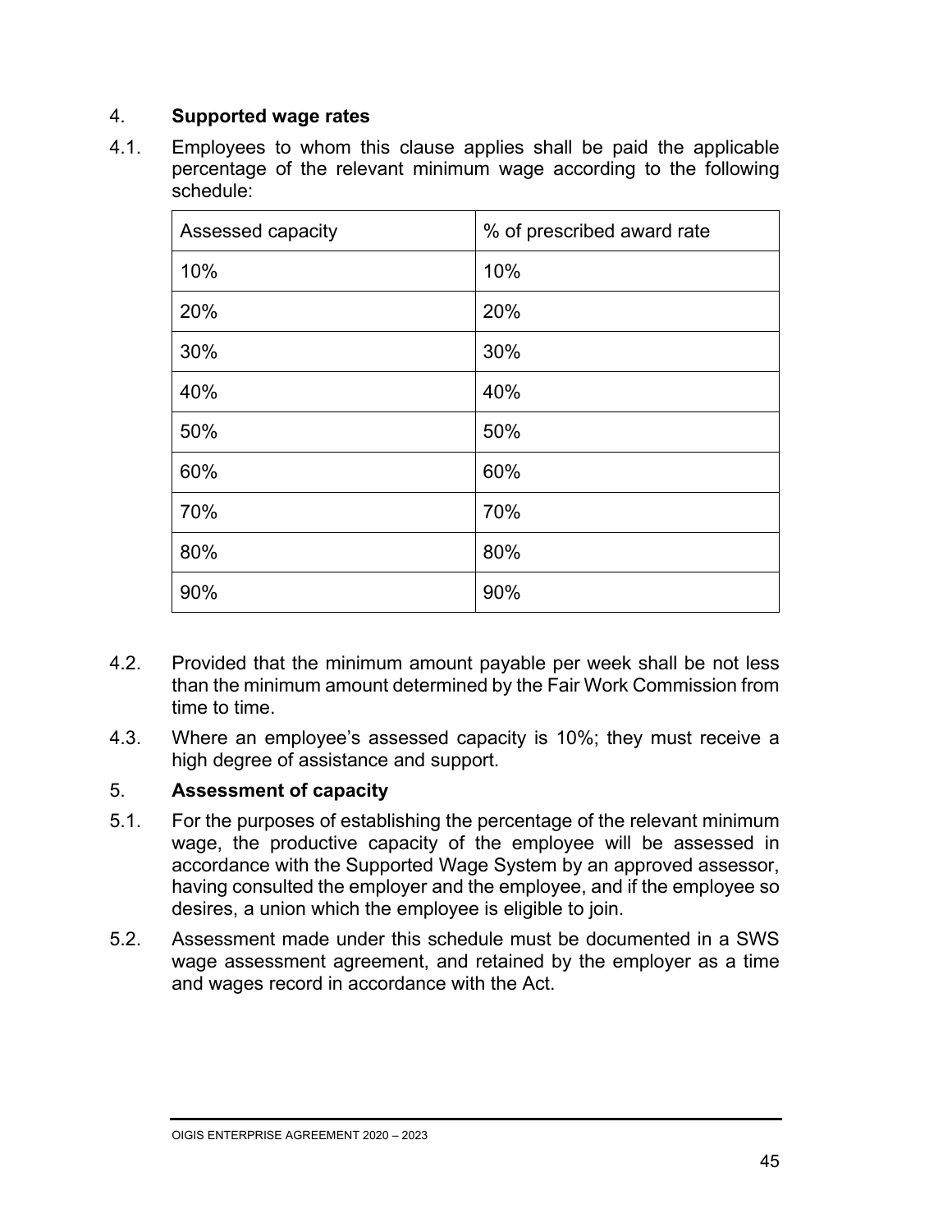### 4. **Supported wage rates**

4.1. Employees to whom this clause applies shall be paid the applicable percentage of the relevant minimum wage according to the following schedule:

| Assessed capacity | % of prescribed award rate |
|---|---|
| 10% | 10% |
| 20% | 20% |
| 30% | 30% |
| 40% | 40% |
| 50% | 50% |
| 60% | 60% |
| 70% | 70% |
| 80% | 80% |
| 90% | 90% |

4.2. Provided that the minimum amount payable per week shall be not less than the minimum amount determined by the Fair Work Commission from time to time.

4.3. Where an employee's assessed capacity is 10%; they must receive a high degree of assistance and support.

### 5. **Assessment of capacity**

5.1. For the purposes of establishing the percentage of the relevant minimum wage, the productive capacity of the employee will be assessed in accordance with the Supported Wage System by an approved assessor, having consulted the employer and the employee, and if the employee so desires, a union which the employee is eligible to join.

5.2. Assessment made under this schedule must be documented in a SWS wage assessment agreement, and retained by the employer as a time and wages record in accordance with the Act.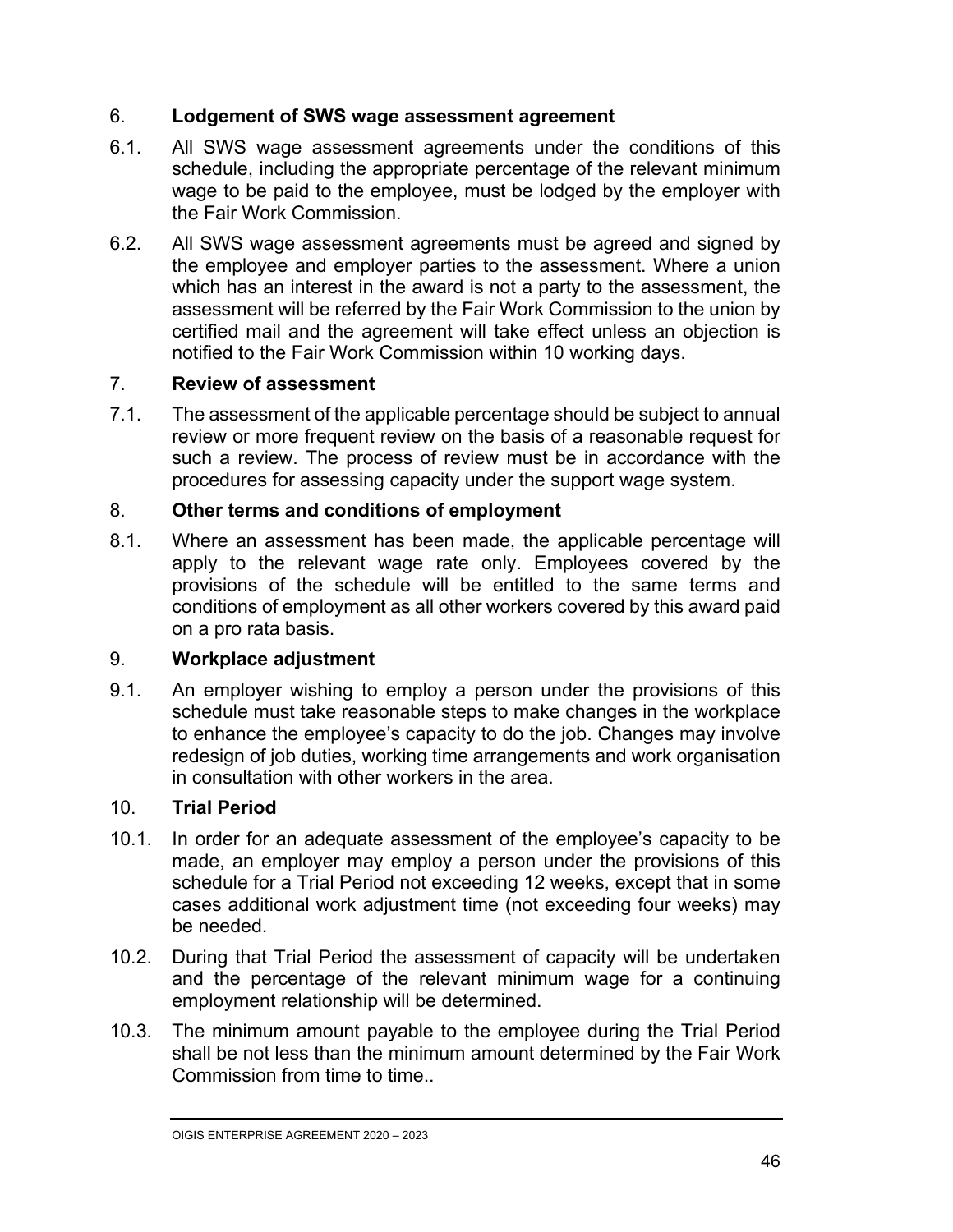### 6. Lodgement of SWS wage assessment agreement

6.1. All SWS wage assessment agreements under the conditions of this schedule, including the appropriate percentage of the relevant minimum wage to be paid to the employee, must be lodged by the employer with the Fair Work Commission.

6.2. All SWS wage assessment agreements must be agreed and signed by the employee and employer parties to the assessment. Where a union which has an interest in the award is not a party to the assessment, the assessment will be referred by the Fair Work Commission to the union by certified mail and the agreement will take effect unless an objection is notified to the Fair Work Commission within 10 working days.

### 7. Review of assessment

7.1. The assessment of the applicable percentage should be subject to annual review or more frequent review on the basis of a reasonable request for such a review. The process of review must be in accordance with the procedures for assessing capacity under the support wage system.

### 8. Other terms and conditions of employment

8.1. Where an assessment has been made, the applicable percentage will apply to the relevant wage rate only. Employees covered by the provisions of the schedule will be entitled to the same terms and conditions of employment as all other workers covered by this award paid on a pro rata basis.

### 9. Workplace adjustment

9.1. An employer wishing to employ a person under the provisions of this schedule must take reasonable steps to make changes in the workplace to enhance the employee's capacity to do the job. Changes may involve redesign of job duties, working time arrangements and work organisation in consultation with other workers in the area.

### 10. Trial Period

10.1. In order for an adequate assessment of the employee's capacity to be made, an employer may employ a person under the provisions of this schedule for a Trial Period not exceeding 12 weeks, except that in some cases additional work adjustment time (not exceeding four weeks) may be needed.

10.2. During that Trial Period the assessment of capacity will be undertaken and the percentage of the relevant minimum wage for a continuing employment relationship will be determined.

10.3. The minimum amount payable to the employee during the Trial Period shall be not less than the minimum amount determined by the Fair Work Commission from time to time..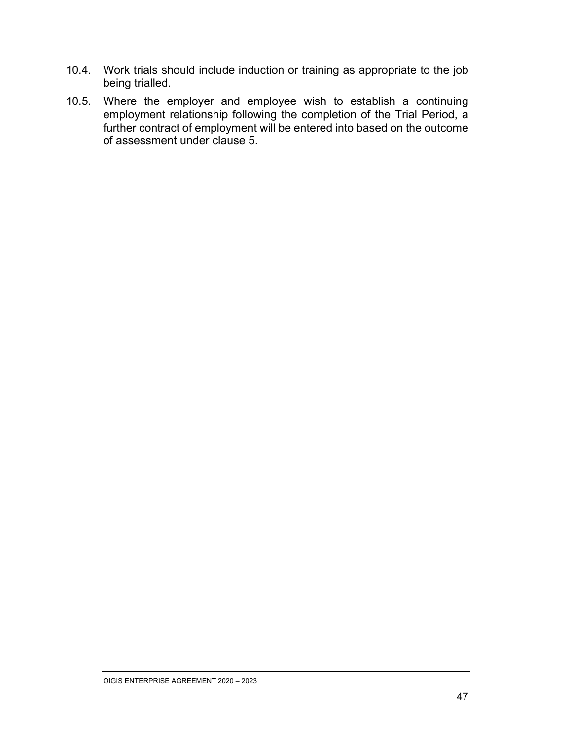10.4. Work trials should include induction or training as appropriate to the job being trialled.

10.5. Where the employer and employee wish to establish a continuing employment relationship following the completion of the Trial Period, a further contract of employment will be entered into based on the outcome of assessment under clause 5.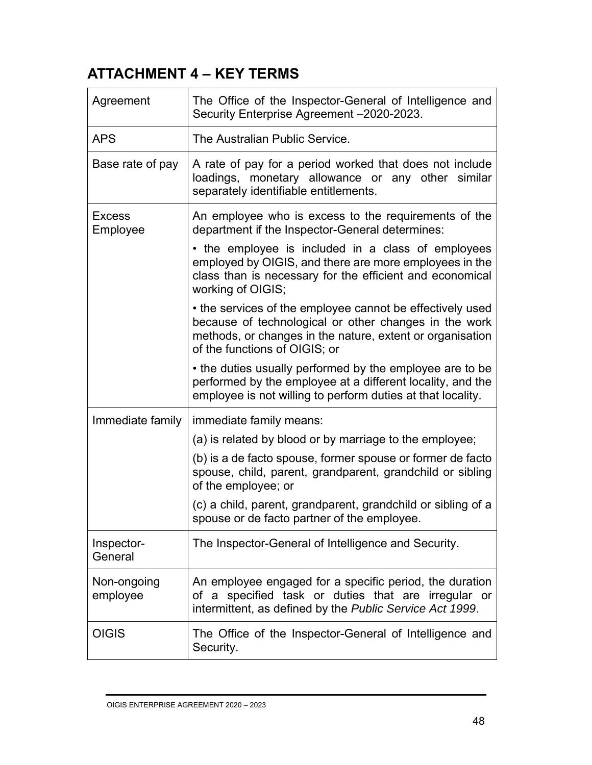## ATTACHMENT 4 – KEY TERMS

| | |
|---|---|
| Agreement | The Office of the Inspector-General of Intelligence and Security Enterprise Agreement –2020-2023. |
| APS | The Australian Public Service. |
| Base rate of pay | A rate of pay for a period worked that does not include loadings, monetary allowance or any other similar separately identifiable entitlements. |
| Excess Employee | An employee who is excess to the requirements of the department if the Inspector-General determines:<br>• the employee is included in a class of employees employed by OIGIS, and there are more employees in the class than is necessary for the efficient and economical working of OIGIS;<br>• the services of the employee cannot be effectively used because of technological or other changes in the work methods, or changes in the nature, extent or organisation of the functions of OIGIS; or<br>• the duties usually performed by the employee are to be performed by the employee at a different locality, and the employee is not willing to perform duties at that locality. |
| Immediate family | immediate family means:<br>(a) is related by blood or by marriage to the employee;<br>(b) is a de facto spouse, former spouse or former de facto spouse, child, parent, grandparent, grandchild or sibling of the employee; or<br>(c) a child, parent, grandparent, grandchild or sibling of a spouse or de facto partner of the employee. |
| Inspector-General | The Inspector-General of Intelligence and Security. |
| Non-ongoing employee | An employee engaged for a specific period, the duration of a specified task or duties that are irregular or intermittent, as defined by the *Public Service Act 1999*. |
| OIGIS | The Office of the Inspector-General of Intelligence and Security. |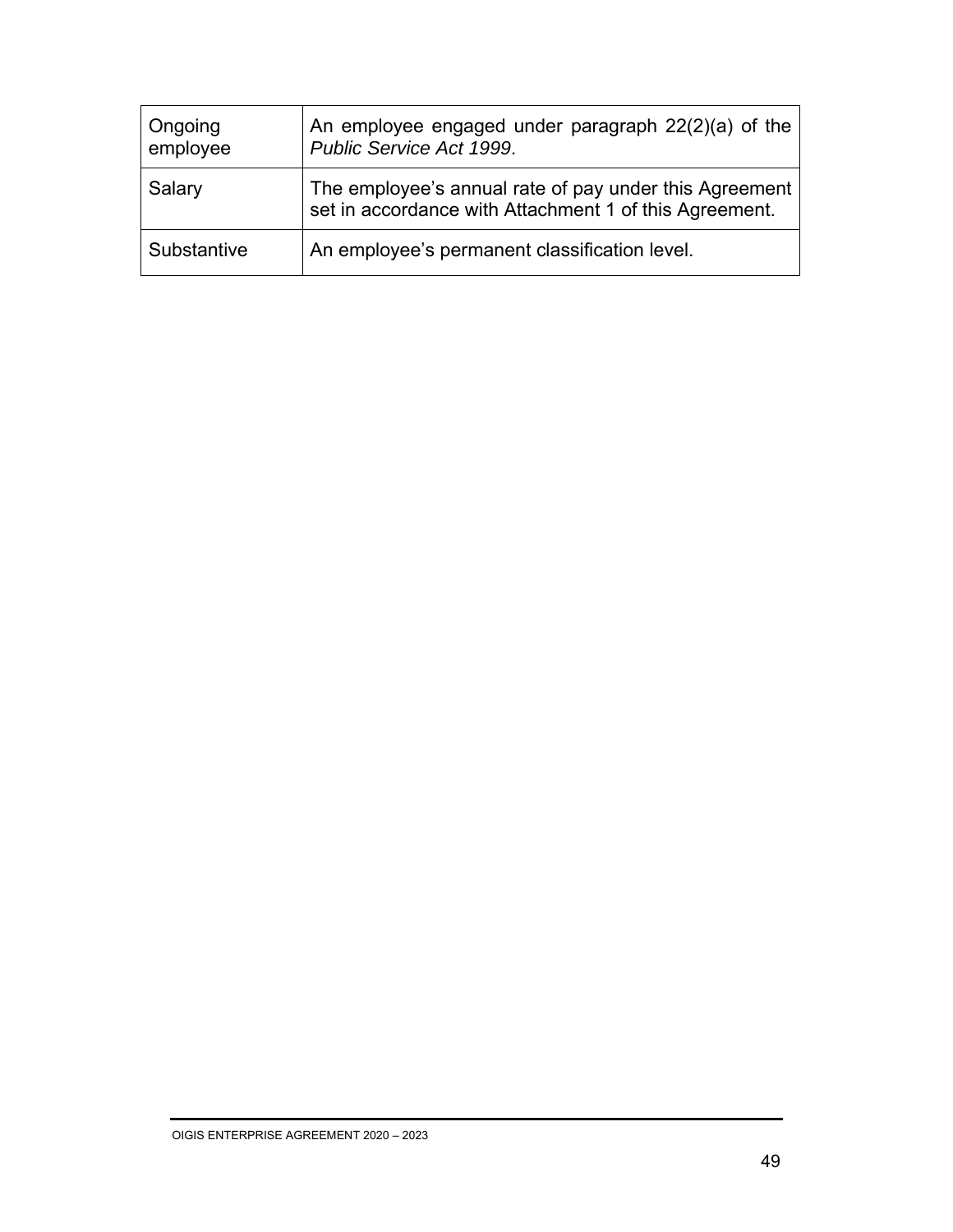| | |
|---|---|
| Ongoing employee | An employee engaged under paragraph 22(2)(a) of the *Public Service Act 1999*. |
| Salary | The employee's annual rate of pay under this Agreement set in accordance with Attachment 1 of this Agreement. |
| Substantive | An employee's permanent classification level. |